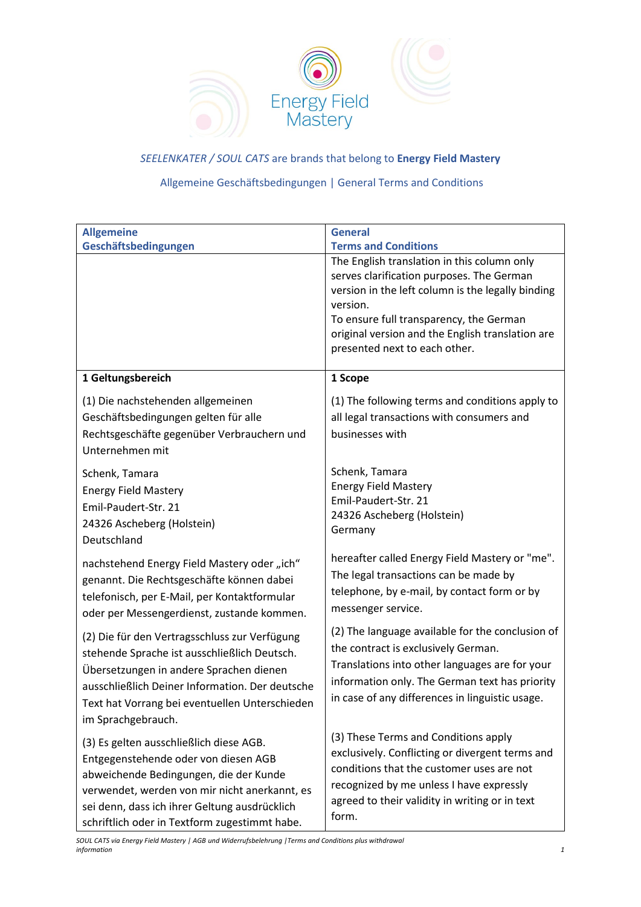Energy Field Mastery

*SEELENKATER / SOUL CATS* are brands that belong to **Energy Field Mastery**

Allgemeine Geschäftsbedingungen | General Terms and Conditions

| **Allgemeine Geschäftsbedingungen** | **General Terms and Conditions** |
|---|---|
| | The English translation in this column only serves clarification purposes. The German version in the left column is the legally binding version.<br>To ensure full transparency, the German original version and the English translation are presented next to each other. |
| **1 Geltungsbereich**<br><br>(1) Die nachstehenden allgemeinen Geschäftsbedingungen gelten für alle Rechtsgeschäfte gegenüber Verbrauchern und Unternehmen mit<br><br>Schenk, Tamara<br>Energy Field Mastery<br>Emil-Paudert-Str. 21<br>24326 Ascheberg (Holstein)<br>Deutschland<br><br>nachstehend Energy Field Mastery oder „ich" genannt. Die Rechtsgeschäfte können dabei telefonisch, per E-Mail, per Kontaktformular oder per Messengerdienst, zustande kommen.<br><br>(2) Die für den Vertragsschluss zur Verfügung stehende Sprache ist ausschließlich Deutsch. Übersetzungen in andere Sprachen dienen ausschließlich Deiner Information. Der deutsche Text hat Vorrang bei eventuellen Unterschieden im Sprachgebrauch.<br><br>(3) Es gelten ausschließlich diese AGB. Entgegenstehende oder von diesen AGB abweichende Bedingungen, die der Kunde verwendet, werden von mir nicht anerkannt, es sei denn, dass ich ihrer Geltung ausdrücklich schriftlich oder in Textform zugestimmt habe. | **1 Scope**<br><br>(1) The following terms and conditions apply to all legal transactions with consumers and businesses with<br><br>Schenk, Tamara<br>Energy Field Mastery<br>Emil-Paudert-Str. 21<br>24326 Ascheberg (Holstein)<br>Germany<br><br>hereafter called Energy Field Mastery or "me". The legal transactions can be made by telephone, by e-mail, by contact form or by messenger service.<br><br>(2) The language available for the conclusion of the contract is exclusively German. Translations into other languages are for your information only. The German text has priority in case of any differences in linguistic usage.<br><br>(3) These Terms and Conditions apply exclusively. Conflicting or divergent terms and conditions that the customer uses are not recognized by me unless I have expressly agreed to their validity in writing or in text form. |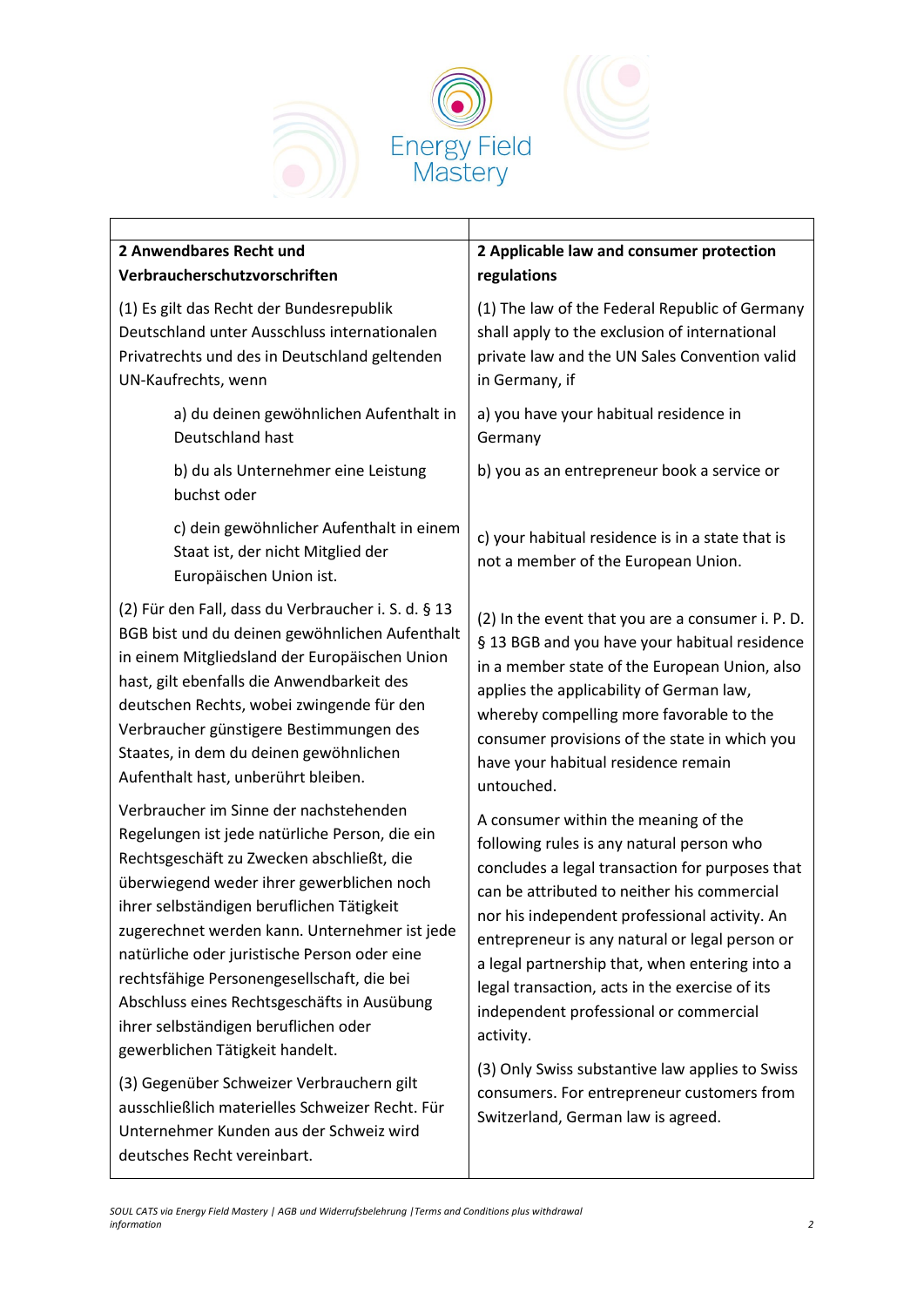| 2 Anwendbares Recht und Verbraucherschutzvorschriften | 2 Applicable law and consumer protection regulations |
|---|---|
| (1) Es gilt das Recht der Bundesrepublik Deutschland unter Ausschluss internationalen Privatrechts und des in Deutschland geltenden UN-Kaufrechts, wenn | (1) The law of the Federal Republic of Germany shall apply to the exclusion of international private law and the UN Sales Convention valid in Germany, if |
| a) du deinen gewöhnlichen Aufenthalt in Deutschland hast | a) you have your habitual residence in Germany |
| b) du als Unternehmer eine Leistung buchst oder | b) you as an entrepreneur book a service or |
| c) dein gewöhnlicher Aufenthalt in einem Staat ist, der nicht Mitglied der Europäischen Union ist. | c) your habitual residence is in a state that is not a member of the European Union. |
| (2) Für den Fall, dass du Verbraucher i. S. d. § 13 BGB bist und du deinen gewöhnlichen Aufenthalt in einem Mitgliedsland der Europäischen Union hast, gilt ebenfalls die Anwendbarkeit des deutschen Rechts, wobei zwingende für den Verbraucher günstigere Bestimmungen des Staates, in dem du deinen gewöhnlichen Aufenthalt hast, unberührt bleiben. | (2) In the event that you are a consumer i. P. D. § 13 BGB and you have your habitual residence in a member state of the European Union, also applies the applicability of German law, whereby compelling more favorable to the consumer provisions of the state in which you have your habitual residence remain untouched. |
| Verbraucher im Sinne der nachstehenden Regelungen ist jede natürliche Person, die ein Rechtsgeschäft zu Zwecken abschließt, die überwiegend weder ihrer gewerblichen noch ihrer selbständigen beruflichen Tätigkeit zugerechnet werden kann. Unternehmer ist jede natürliche oder juristische Person oder eine rechtsfähige Personengesellschaft, die bei Abschluss eines Rechtsgeschäfts in Ausübung ihrer selbständigen beruflichen oder gewerblichen Tätigkeit handelt. | A consumer within the meaning of the following rules is any natural person who concludes a legal transaction for purposes that can be attributed to neither his commercial nor his independent professional activity. An entrepreneur is any natural or legal person or a legal partnership that, when entering into a legal transaction, acts in the exercise of its independent professional or commercial activity. |
| (3) Gegenüber Schweizer Verbrauchern gilt ausschließlich materielles Schweizer Recht. Für Unternehmer Kunden aus der Schweiz wird deutsches Recht vereinbart. | (3) Only Swiss substantive law applies to Swiss consumers. For entrepreneur customers from Switzerland, German law is agreed. |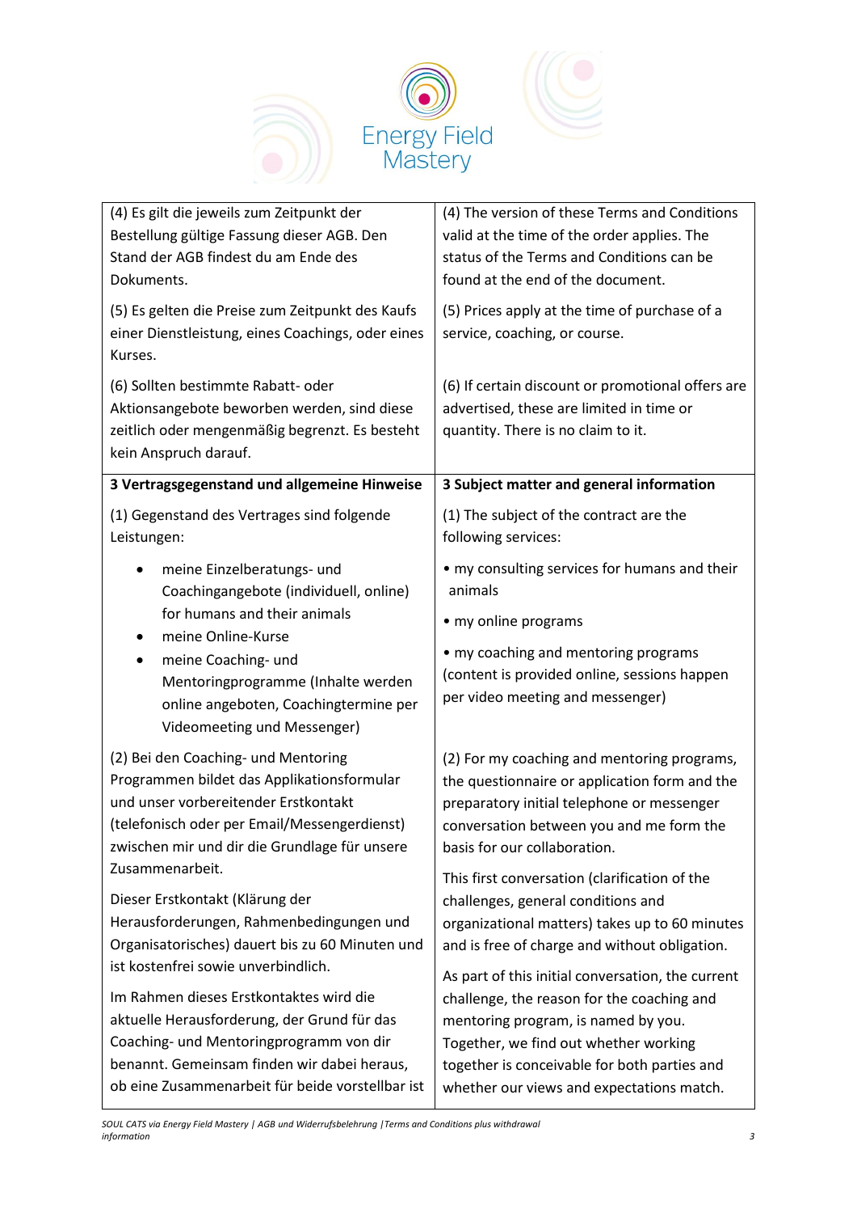| (4) Es gilt die jeweils zum Zeitpunkt der Bestellung gültige Fassung dieser AGB. Den Stand der AGB findest du am Ende des Dokuments.<br><br>(5) Es gelten die Preise zum Zeitpunkt des Kaufs einer Dienstleistung, eines Coachings, oder eines Kurses.<br><br>(6) Sollten bestimmte Rabatt- oder Aktionsangebote beworben werden, sind diese zeitlich oder mengenmäßig begrenzt. Es besteht kein Anspruch darauf. | (4) The version of these Terms and Conditions valid at the time of the order applies. The status of the Terms and Conditions can be found at the end of the document.<br><br>(5) Prices apply at the time of purchase of a service, coaching, or course.<br><br>(6) If certain discount or promotional offers are advertised, these are limited in time or quantity. There is no claim to it. |
|---|---|
| **3 Vertragsgegenstand und allgemeine Hinweise**<br><br>(1) Gegenstand des Vertrages sind folgende Leistungen:<br><br>• meine Einzelberatungs- und Coachingangebote (individuell, online) for humans and their animals<br>• meine Online-Kurse<br>• meine Coaching- und Mentoringprogramme (Inhalte werden online angeboten, Coachingtermine per Videomeeting und Messenger)<br><br>(2) Bei den Coaching- und Mentoring Programmen bildet das Applikationsformular und unser vorbereitender Erstkontakt (telefonisch oder per Email/Messengerdienst) zwischen mir und dir die Grundlage für unsere Zusammenarbeit.<br><br>Dieser Erstkontakt (Klärung der Herausforderungen, Rahmenbedingungen und Organisatorisches) dauert bis zu 60 Minuten und ist kostenfrei sowie unverbindlich.<br><br>Im Rahmen dieses Erstkontaktes wird die aktuelle Herausforderung, der Grund für das Coaching- und Mentoringprogramm von dir benannt. Gemeinsam finden wir dabei heraus, ob eine Zusammenarbeit für beide vorstellbar ist | **3 Subject matter and general information**<br><br>(1) The subject of the contract are the following services:<br><br>• my consulting services for humans and their animals<br><br>• my online programs<br><br>• my coaching and mentoring programs (content is provided online, sessions happen per video meeting and messenger)<br><br>(2) For my coaching and mentoring programs, the questionnaire or application form and the preparatory initial telephone or messenger conversation between you and me form the basis for our collaboration.<br><br>This first conversation (clarification of the challenges, general conditions and organizational matters) takes up to 60 minutes and is free of charge and without obligation.<br><br>As part of this initial conversation, the current challenge, the reason for the coaching and mentoring program, is named by you. Together, we find out whether working together is conceivable for both parties and whether our views and expectations match. |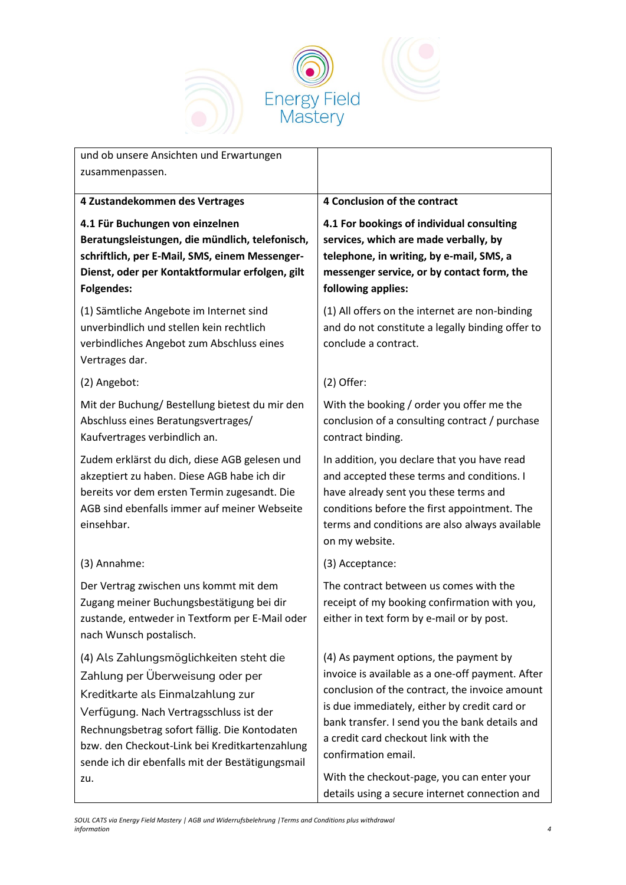| und ob unsere Ansichten und Erwartungen zusammenpassen. | |
|---|---|
| **4 Zustandekommen des Vertrages** | **4 Conclusion of the contract** |
| **4.1 Für Buchungen von einzelnen Beratungsleistungen, die mündlich, telefonisch, schriftlich, per E-Mail, SMS, einem Messenger-Dienst, oder per Kontaktformular erfolgen, gilt Folgendes:** | **4.1 For bookings of individual consulting services, which are made verbally, by telephone, in writing, by e-mail, SMS, a messenger service, or by contact form, the following applies:** |
| (1) Sämtliche Angebote im Internet sind unverbindlich und stellen kein rechtlich verbindliches Angebot zum Abschluss eines Vertrages dar. | (1) All offers on the internet are non-binding and do not constitute a legally binding offer to conclude a contract. |
| (2) Angebot: | (2) Offer: |
| Mit der Buchung/ Bestellung bietest du mir den Abschluss eines Beratungsvertrages/ Kaufvertrages verbindlich an. | With the booking / order you offer me the conclusion of a consulting contract / purchase contract binding. |
| Zudem erklärst du dich, diese AGB gelesen und akzeptiert zu haben. Diese AGB habe ich dir bereits vor dem ersten Termin zugesandt. Die AGB sind ebenfalls immer auf meiner Webseite einsehbar. | In addition, you declare that you have read and accepted these terms and conditions. I have already sent you these terms and conditions before the first appointment. The terms and conditions are also always available on my website. |
| (3) Annahme: | (3) Acceptance: |
| Der Vertrag zwischen uns kommt mit dem Zugang meiner Buchungsbestätigung bei dir zustande, entweder in Textform per E-Mail oder nach Wunsch postalisch. | The contract between us comes with the receipt of my booking confirmation with you, either in text form by e-mail or by post. |
| (4) Als Zahlungsmöglichkeiten steht die Zahlung per Überweisung oder per Kreditkarte als Einmalzahlung zur Verfügung. Nach Vertragsschluss ist der Rechnungsbetrag sofort fällig. Die Kontodaten bzw. den Checkout-Link bei Kreditkartenzahlung sende ich dir ebenfalls mit der Bestätigungsmail zu. | (4) As payment options, the payment by invoice is available as a one-off payment. After conclusion of the contract, the invoice amount is due immediately, either by credit card or bank transfer. I send you the bank details and a credit card checkout link with the confirmation email.<br><br>With the checkout-page, you can enter your details using a secure internet connection and |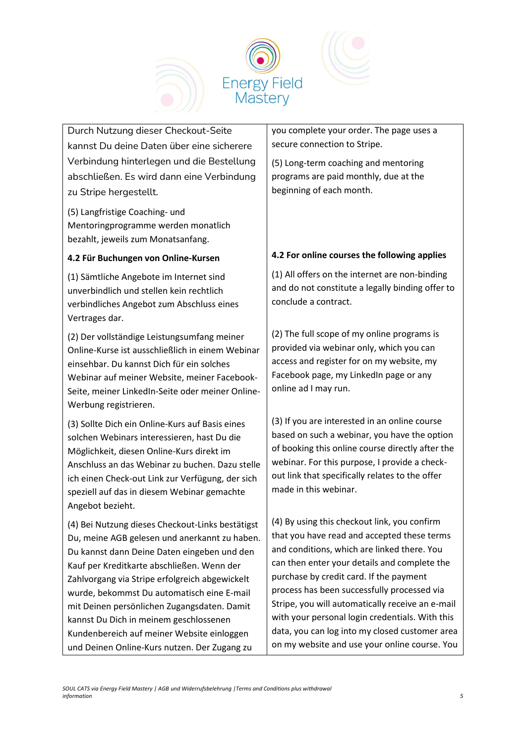| | |
|---|---|
| Durch Nutzung dieser Checkout-Seite kannst Du deine Daten über eine sicherere Verbindung hinterlegen und die Bestellung abschließen. Es wird dann eine Verbindung zu Stripe hergestellt. | you complete your order. The page uses a secure connection to Stripe. |
| (5) Langfristige Coaching- und Mentoringprogramme werden monatlich bezahlt, jeweils zum Monatsanfang. | (5) Long-term coaching and mentoring programs are paid monthly, due at the beginning of each month. |
| **4.2 Für Buchungen von Online-Kursen** | **4.2 For online courses the following applies** |
| (1) Sämtliche Angebote im Internet sind unverbindlich und stellen kein rechtlich verbindliches Angebot zum Abschluss eines Vertrages dar. | (1) All offers on the internet are non-binding and do not constitute a legally binding offer to conclude a contract. |
| (2) Der vollständige Leistungsumfang meiner Online-Kurse ist ausschließlich in einem Webinar einsehbar. Du kannst Dich für ein solches Webinar auf meiner Website, meiner Facebook-Seite, meiner LinkedIn-Seite oder meiner Online-Werbung registrieren. | (2) The full scope of my online programs is provided via webinar only, which you can access and register for on my website, my Facebook page, my LinkedIn page or any online ad I may run. |
| (3) Sollte Dich ein Online-Kurs auf Basis eines solchen Webinars interessieren, hast Du die Möglichkeit, diesen Online-Kurs direkt im Anschluss an das Webinar zu buchen. Dazu stelle ich einen Check-out Link zur Verfügung, der sich speziell auf das in diesem Webinar gemachte Angebot bezieht. | (3) If you are interested in an online course based on such a webinar, you have the option of booking this online course directly after the webinar. For this purpose, I provide a check-out link that specifically relates to the offer made in this webinar. |
| (4) Bei Nutzung dieses Checkout-Links bestätigst Du, meine AGB gelesen und anerkannt zu haben. Du kannst dann Deine Daten eingeben und den Kauf per Kreditkarte abschließen. Wenn der Zahlvorgang via Stripe erfolgreich abgewickelt wurde, bekommst Du automatisch eine E-mail mit Deinen persönlichen Zugangsdaten. Damit kannst Du Dich in meinem geschlossenen Kundenbereich auf meiner Website einloggen und Deinen Online-Kurs nutzen. Der Zugang zu | (4) By using this checkout link, you confirm that you have read and accepted these terms and conditions, which are linked there. You can then enter your details and complete the purchase by credit card. If the payment process has been successfully processed via Stripe, you will automatically receive an e-mail with your personal login credentials. With this data, you can log into my closed customer area on my website and use your online course. You |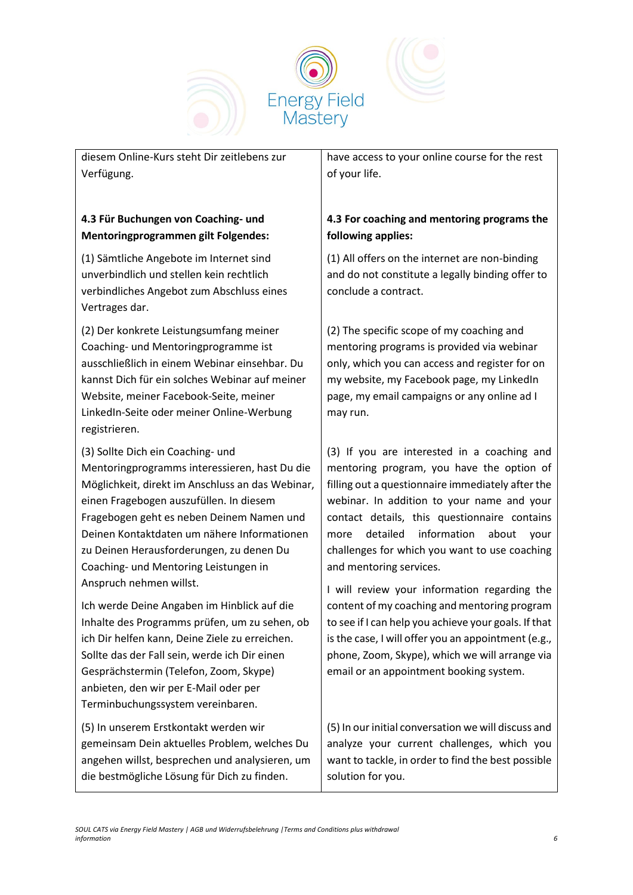| | |
|---|---|
| diesem Online-Kurs steht Dir zeitlebens zur Verfügung. | have access to your online course for the rest of your life. |
| **4.3 Für Buchungen von Coaching- und Mentoringprogrammen gilt Folgendes:** | **4.3 For coaching and mentoring programs the following applies:** |
| (1) Sämtliche Angebote im Internet sind unverbindlich und stellen kein rechtlich verbindliches Angebot zum Abschluss eines Vertrages dar. | (1) All offers on the internet are non-binding and do not constitute a legally binding offer to conclude a contract. |
| (2) Der konkrete Leistungsumfang meiner Coaching- und Mentoringprogramme ist ausschließlich in einem Webinar einsehbar. Du kannst Dich für ein solches Webinar auf meiner Website, meiner Facebook-Seite, meiner LinkedIn-Seite oder meiner Online-Werbung registrieren. | (2) The specific scope of my coaching and mentoring programs is provided via webinar only, which you can access and register for on my website, my Facebook page, my LinkedIn page, my email campaigns or any online ad I may run. |
| (3) Sollte Dich ein Coaching- und Mentoringprogramms interessieren, hast Du die Möglichkeit, direkt im Anschluss an das Webinar, einen Fragebogen auszufüllen. In diesem Fragebogen geht es neben Deinem Namen und Deinen Kontaktdaten um nähere Informationen zu Deinen Herausforderungen, zu denen Du Coaching- und Mentoring Leistungen in Anspruch nehmen willst.<br><br>Ich werde Deine Angaben im Hinblick auf die Inhalte des Programms prüfen, um zu sehen, ob ich Dir helfen kann, Deine Ziele zu erreichen. Sollte das der Fall sein, werde ich Dir einen Gesprächstermin (Telefon, Zoom, Skype) anbieten, den wir per E-Mail oder per Terminbuchungssystem vereinbaren. | (3) If you are interested in a coaching and mentoring program, you have the option of filling out a questionnaire immediately after the webinar. In addition to your name and your contact details, this questionnaire contains more detailed information about your challenges for which you want to use coaching and mentoring services.<br><br>I will review your information regarding the content of my coaching and mentoring program to see if I can help you achieve your goals. If that is the case, I will offer you an appointment (e.g., phone, Zoom, Skype), which we will arrange via email or an appointment booking system. |
| (5) In unserem Erstkontakt werden wir gemeinsam Dein aktuelles Problem, welches Du angehen willst, besprechen und analysieren, um die bestmögliche Lösung für Dich zu finden. | (5) In our initial conversation we will discuss and analyze your current challenges, which you want to tackle, in order to find the best possible solution for you. |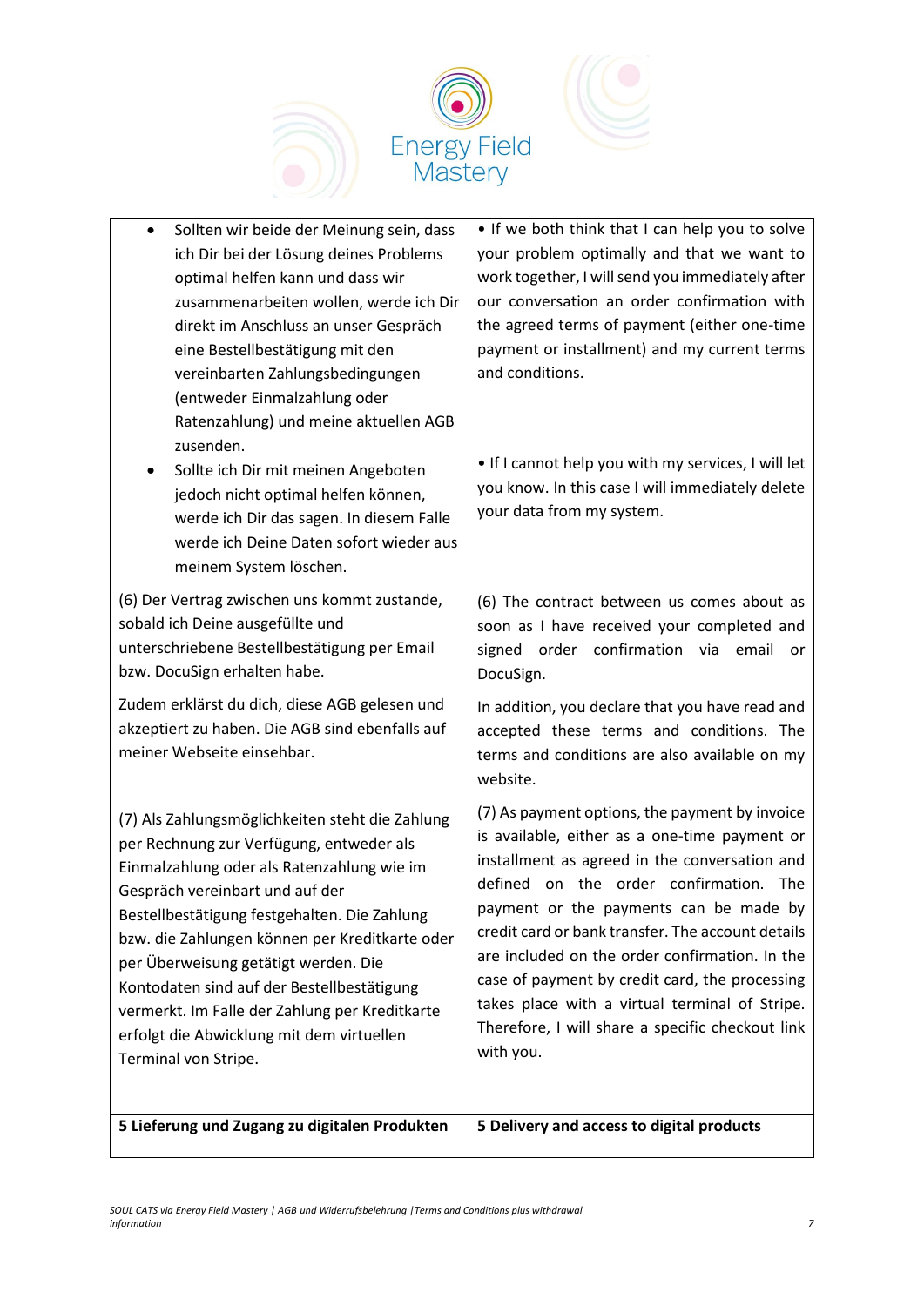| | |
|---|---|
| • Sollten wir beide der Meinung sein, dass ich Dir bei der Lösung deines Problems optimal helfen kann und dass wir zusammenarbeiten wollen, werde ich Dir direkt im Anschluss an unser Gespräch eine Bestellbestätigung mit den vereinbarten Zahlungsbedingungen (entweder Einmalzahlung oder Ratenzahlung) und meine aktuellen AGB zusenden. <br> • Sollte ich Dir mit meinen Angeboten jedoch nicht optimal helfen können, werde ich Dir das sagen. In diesem Falle werde ich Deine Daten sofort wieder aus meinem System löschen. | • If we both think that I can help you to solve your problem optimally and that we want to work together, I will send you immediately after our conversation an order confirmation with the agreed terms of payment (either one-time payment or installment) and my current terms and conditions. <br> • If I cannot help you with my services, I will let you know. In this case I will immediately delete your data from my system. |
| (6) Der Vertrag zwischen uns kommt zustande, sobald ich Deine ausgefüllte und unterschriebene Bestellbestätigung per Email bzw. DocuSign erhalten habe. | (6) The contract between us comes about as soon as I have received your completed and signed order confirmation via email or DocuSign. |
| Zudem erklärst du dich, diese AGB gelesen und akzeptiert zu haben. Die AGB sind ebenfalls auf meiner Webseite einsehbar. | In addition, you declare that you have read and accepted these terms and conditions. The terms and conditions are also available on my website. |
| (7) Als Zahlungsmöglichkeiten steht die Zahlung per Rechnung zur Verfügung, entweder als Einmalzahlung oder als Ratenzahlung wie im Gespräch vereinbart und auf der Bestellbestätigung festgehalten. Die Zahlung bzw. die Zahlungen können per Kreditkarte oder per Überweisung getätigt werden. Die Kontodaten sind auf der Bestellbestätigung vermerkt. Im Falle der Zahlung per Kreditkarte erfolgt die Abwicklung mit dem virtuellen Terminal von Stripe. | (7) As payment options, the payment by invoice is available, either as a one-time payment or installment as agreed in the conversation and defined on the order confirmation. The payment or the payments can be made by credit card or bank transfer. The account details are included on the order confirmation. In the case of payment by credit card, the processing takes place with a virtual terminal of Stripe. Therefore, I will share a specific checkout link with you. |
| **5 Lieferung und Zugang zu digitalen Produkten** | **5 Delivery and access to digital products** |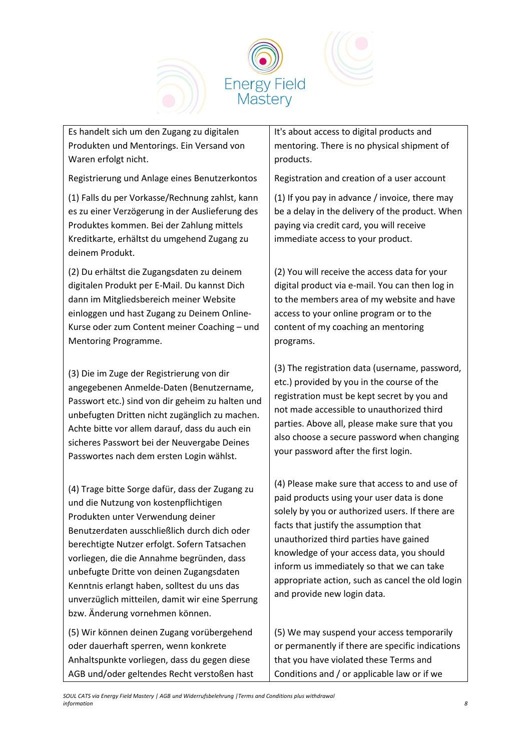| | |
|---|---|
| Es handelt sich um den Zugang zu digitalen Produkten und Mentorings. Ein Versand von Waren erfolgt nicht. | It's about access to digital products and mentoring. There is no physical shipment of products. |
| Registrierung und Anlage eines Benutzerkontos | Registration and creation of a user account |
| (1) Falls du per Vorkasse/Rechnung zahlst, kann es zu einer Verzögerung in der Auslieferung des Produktes kommen. Bei der Zahlung mittels Kreditkarte, erhältst du umgehend Zugang zu deinem Produkt. | (1) If you pay in advance / invoice, there may be a delay in the delivery of the product. When paying via credit card, you will receive immediate access to your product. |
| (2) Du erhältst die Zugangsdaten zu deinem digitalen Produkt per E-Mail. Du kannst Dich dann im Mitgliedsbereich meiner Website einloggen und hast Zugang zu Deinem Online-Kurse oder zum Content meiner Coaching – und Mentoring Programme. | (2) You will receive the access data for your digital product via e-mail. You can then log in to the members area of my website and have access to your online program or to the content of my coaching an mentoring programs. |
| (3) Die im Zuge der Registrierung von dir angegebenen Anmelde-Daten (Benutzername, Passwort etc.) sind von dir geheim zu halten und unbefugten Dritten nicht zugänglich zu machen. Achte bitte vor allem darauf, dass du auch ein sicheres Passwort bei der Neuvergabe Deines Passwortes nach dem ersten Login wählst. | (3) The registration data (username, password, etc.) provided by you in the course of the registration must be kept secret by you and not made accessible to unauthorized third parties. Above all, please make sure that you also choose a secure password when changing your password after the first login. |
| (4) Trage bitte Sorge dafür, dass der Zugang zu und die Nutzung von kostenpflichtigen Produkten unter Verwendung deiner Benutzerdaten ausschließlich durch dich oder berechtigte Nutzer erfolgt. Sofern Tatsachen vorliegen, die die Annahme begründen, dass unbefugte Dritte von deinen Zugangsdaten Kenntnis erlangt haben, solltest du uns das unverzüglich mitteilen, damit wir eine Sperrung bzw. Änderung vornehmen können. | (4) Please make sure that access to and use of paid products using your user data is done solely by you or authorized users. If there are facts that justify the assumption that unauthorized third parties have gained knowledge of your access data, you should inform us immediately so that we can take appropriate action, such as cancel the old login and provide new login data. |
| (5) Wir können deinen Zugang vorübergehend oder dauerhaft sperren, wenn konkrete Anhaltspunkte vorliegen, dass du gegen diese AGB und/oder geltendes Recht verstoßen hast | (5) We may suspend your access temporarily or permanently if there are specific indications that you have violated these Terms and Conditions and / or applicable law or if we |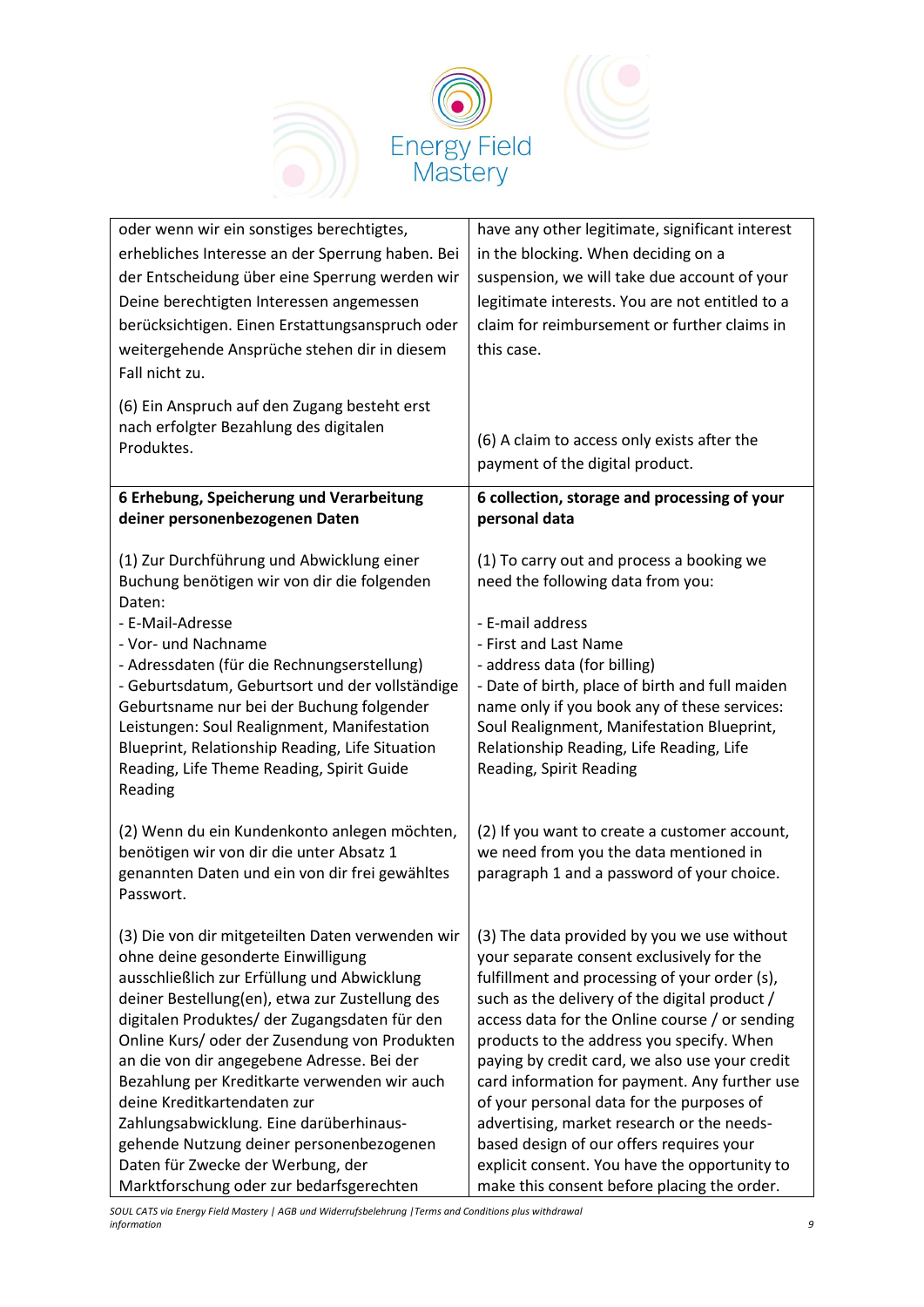| | |
|---|---|
| oder wenn wir ein sonstiges berechtigtes, erhebliches Interesse an der Sperrung haben. Bei der Entscheidung über eine Sperrung werden wir Deine berechtigten Interessen angemessen berücksichtigen. Einen Erstattungsanspruch oder weitergehende Ansprüche stehen dir in diesem Fall nicht zu.<br><br>(6) Ein Anspruch auf den Zugang besteht erst nach erfolgter Bezahlung des digitalen Produktes. | have any other legitimate, significant interest in the blocking. When deciding on a suspension, we will take due account of your legitimate interests. You are not entitled to a claim for reimbursement or further claims in this case.<br><br>(6) A claim to access only exists after the payment of the digital product. |
| **6 Erhebung, Speicherung und Verarbeitung deiner personenbezogenen Daten**<br><br>(1) Zur Durchführung und Abwicklung einer Buchung benötigen wir von dir die folgenden Daten:<br>- E-Mail-Adresse<br>- Vor- und Nachname<br>- Adressdaten (für die Rechnungserstellung)<br>- Geburtsdatum, Geburtsort und der vollständige Geburtsname nur bei der Buchung folgender Leistungen: Soul Realignment, Manifestation Blueprint, Relationship Reading, Life Situation Reading, Life Theme Reading, Spirit Guide Reading<br><br>(2) Wenn du ein Kundenkonto anlegen möchten, benötigen wir von dir die unter Absatz 1 genannten Daten und ein von dir frei gewähltes Passwort.<br><br>(3) Die von dir mitgeteilten Daten verwenden wir ohne deine gesonderte Einwilligung ausschließlich zur Erfüllung und Abwicklung deiner Bestellung(en), etwa zur Zustellung des digitalen Produktes/ der Zugangsdaten für den Online Kurs/ oder der Zusendung von Produkten an die von dir angegebene Adresse. Bei der Bezahlung per Kreditkarte verwenden wir auch deine Kreditkartendaten zur Zahlungsabwicklung. Eine darüberhinaus-gehende Nutzung deiner personenbezogenen Daten für Zwecke der Werbung, der Marktforschung oder zur bedarfsgerechten | **6 collection, storage and processing of your personal data**<br><br>(1) To carry out and process a booking we need the following data from you:<br><br>- E-mail address<br>- First and Last Name<br>- address data (for billing)<br>- Date of birth, place of birth and full maiden name only if you book any of these services: Soul Realignment, Manifestation Blueprint, Relationship Reading, Life Reading, Life Reading, Spirit Reading<br><br>(2) If you want to create a customer account, we need from you the data mentioned in paragraph 1 and a password of your choice.<br><br>(3) The data provided by you we use without your separate consent exclusively for the fulfillment and processing of your order (s), such as the delivery of the digital product / access data for the Online course / or sending products to the address you specify. When paying by credit card, we also use your credit card information for payment. Any further use of your personal data for the purposes of advertising, market research or the needs-based design of our offers requires your explicit consent. You have the opportunity to make this consent before placing the order. |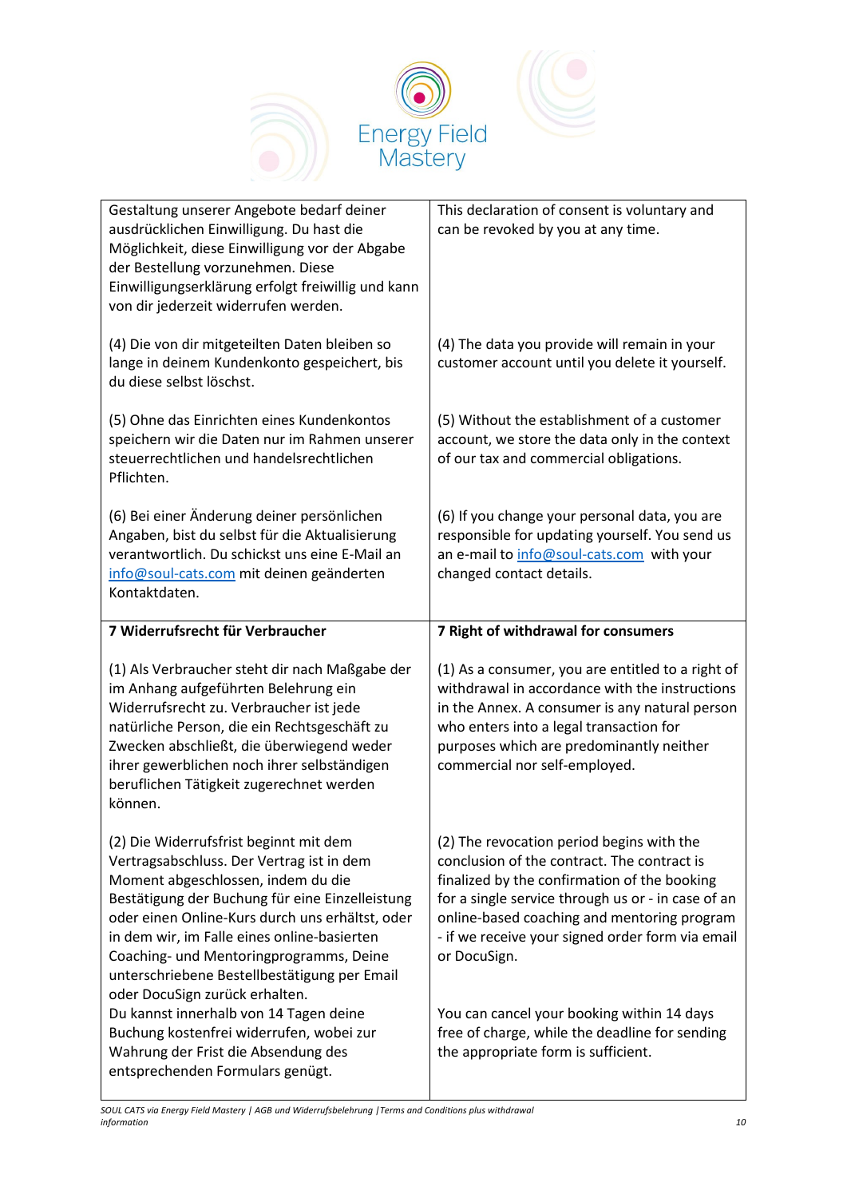| | |
|---|---|
| Gestaltung unserer Angebote bedarf deiner ausdrücklichen Einwilligung. Du hast die Möglichkeit, diese Einwilligung vor der Abgabe der Bestellung vorzunehmen. Diese Einwilligungserklärung erfolgt freiwillig und kann von dir jederzeit widerrufen werden.<br><br>(4) Die von dir mitgeteilten Daten bleiben so lange in deinem Kundenkonto gespeichert, bis du diese selbst löschst.<br><br>(5) Ohne das Einrichten eines Kundenkontos speichern wir die Daten nur im Rahmen unserer steuerrechtlichen und handelsrechtlichen Pflichten.<br><br>(6) Bei einer Änderung deiner persönlichen Angaben, bist du selbst für die Aktualisierung verantwortlich. Du schickst uns eine E-Mail an info@soul-cats.com mit deinen geänderten Kontaktdaten. | This declaration of consent is voluntary and can be revoked by you at any time.<br><br>(4) The data you provide will remain in your customer account until you delete it yourself.<br><br>(5) Without the establishment of a customer account, we store the data only in the context of our tax and commercial obligations.<br><br>(6) If you change your personal data, you are responsible for updating yourself. You send us an e-mail to info@soul-cats.com with your changed contact details. |
| **7 Widerrufsrecht für Verbraucher**<br><br>(1) Als Verbraucher steht dir nach Maßgabe der im Anhang aufgeführten Belehrung ein Widerrufsrecht zu. Verbraucher ist jede natürliche Person, die ein Rechtsgeschäft zu Zwecken abschließt, die überwiegend weder ihrer gewerblichen noch ihrer selbständigen beruflichen Tätigkeit zugerechnet werden können.<br><br>(2) Die Widerrufsfrist beginnt mit dem Vertragsabschluss. Der Vertrag ist in dem Moment abgeschlossen, indem du die Bestätigung der Buchung für eine Einzelleistung oder einen Online-Kurs durch uns erhältst, oder in dem wir, im Falle eines online-basierten Coaching- und Mentoringprogramms, Deine unterschriebene Bestellbestätigung per Email oder DocuSign zurück erhalten.<br>Du kannst innerhalb von 14 Tagen deine Buchung kostenfrei widerrufen, wobei zur Wahrung der Frist die Absendung des entsprechenden Formulars genügt. | **7 Right of withdrawal for consumers**<br><br>(1) As a consumer, you are entitled to a right of withdrawal in accordance with the instructions in the Annex. A consumer is any natural person who enters into a legal transaction for purposes which are predominantly neither commercial nor self-employed.<br><br>(2) The revocation period begins with the conclusion of the contract. The contract is finalized by the confirmation of the booking for a single service through us or - in case of an online-based coaching and mentoring program - if we receive your signed order form via email or DocuSign.<br><br>You can cancel your booking within 14 days free of charge, while the deadline for sending the appropriate form is sufficient. |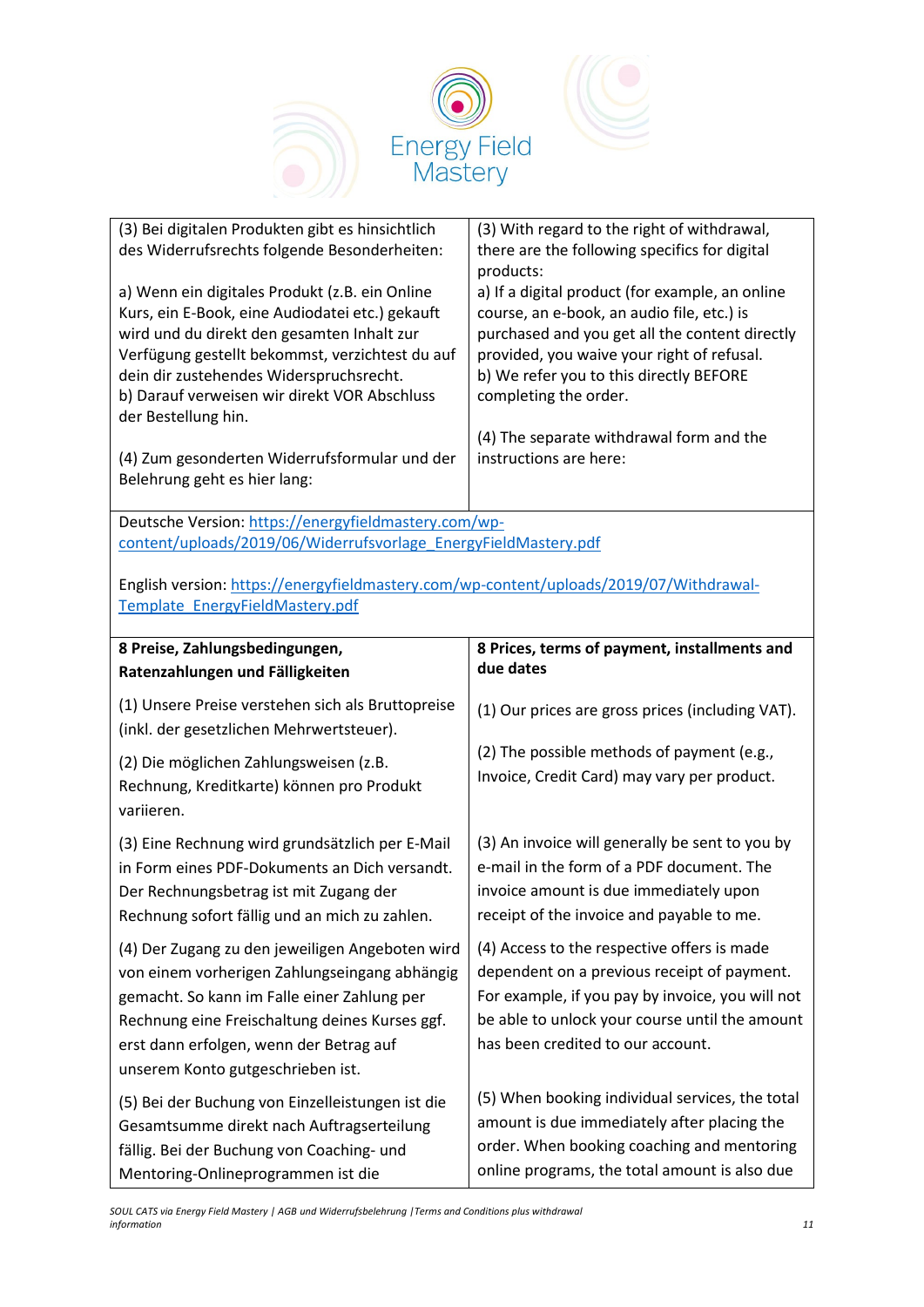| (3) Bei digitalen Produkten gibt es hinsichtlich des Widerrufsrechts folgende Besonderheiten:<br><br>a) Wenn ein digitales Produkt (z.B. ein Online Kurs, ein E-Book, eine Audiodatei etc.) gekauft wird und du direkt den gesamten Inhalt zur Verfügung gestellt bekommst, verzichtest du auf dein dir zustehendes Widerspruchsrecht.<br>b) Darauf verweisen wir direkt VOR Abschluss der Bestellung hin.<br><br>(4) Zum gesonderten Widerrufsformular und der Belehrung geht es hier lang: | (3) With regard to the right of withdrawal, there are the following specifics for digital products:<br>a) If a digital product (for example, an online course, an e-book, an audio file, etc.) is purchased and you get all the content directly provided, you waive your right of refusal.<br>b) We refer you to this directly BEFORE completing the order.<br><br>(4) The separate withdrawal form and the instructions are here: |
|---|---|

Deutsche Version: https://energyfieldmastery.com/wp-content/uploads/2019/06/Widerrufsvorlage_EnergyFieldMastery.pdf

English version: https://energyfieldmastery.com/wp-content/uploads/2019/07/Withdrawal-Template_EnergyFieldMastery.pdf

| **8 Preise, Zahlungsbedingungen, Ratenzahlungen und Fälligkeiten** | **8 Prices, terms of payment, installments and due dates** |
|---|---|
| (1) Unsere Preise verstehen sich als Bruttopreise (inkl. der gesetzlichen Mehrwertsteuer). | (1) Our prices are gross prices (including VAT). |
| (2) Die möglichen Zahlungsweisen (z.B. Rechnung, Kreditkarte) können pro Produkt variieren. | (2) The possible methods of payment (e.g., Invoice, Credit Card) may vary per product. |
| (3) Eine Rechnung wird grundsätzlich per E-Mail in Form eines PDF-Dokuments an Dich versandt. Der Rechnungsbetrag ist mit Zugang der Rechnung sofort fällig und an mich zu zahlen. | (3) An invoice will generally be sent to you by e-mail in the form of a PDF document. The invoice amount is due immediately upon receipt of the invoice and payable to me. |
| (4) Der Zugang zu den jeweiligen Angeboten wird von einem vorherigen Zahlungseingang abhängig gemacht. So kann im Falle einer Zahlung per Rechnung eine Freischaltung deines Kurses ggf. erst dann erfolgen, wenn der Betrag auf unserem Konto gutgeschrieben ist. | (4) Access to the respective offers is made dependent on a previous receipt of payment. For example, if you pay by invoice, you will not be able to unlock your course until the amount has been credited to our account. |
| (5) Bei der Buchung von Einzelleistungen ist die Gesamtsumme direkt nach Auftragserteilung fällig. Bei der Buchung von Coaching- und Mentoring-Onlineprogrammen ist die | (5) When booking individual services, the total amount is due immediately after placing the order. When booking coaching and mentoring online programs, the total amount is also due |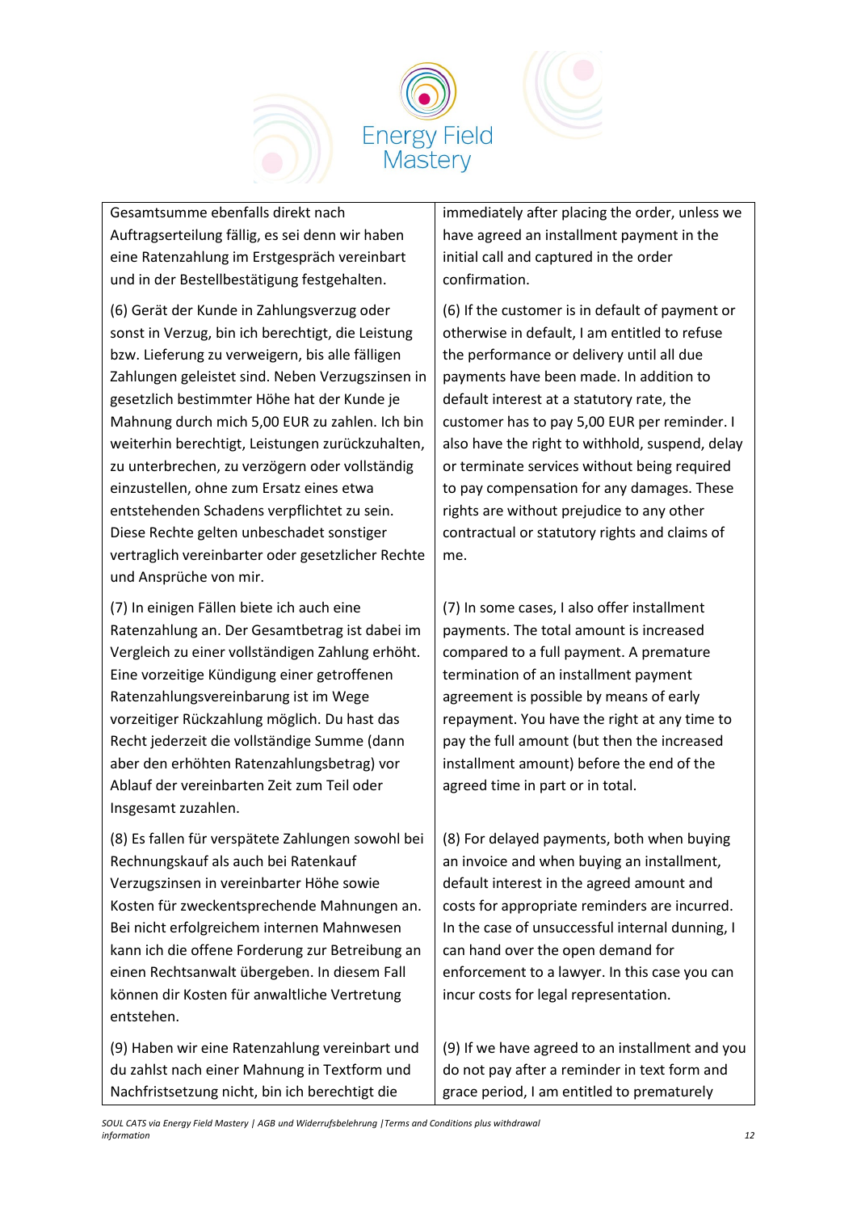| | |
|---|---|
| Gesamtsumme ebenfalls direkt nach Auftragserteilung fällig, es sei denn wir haben eine Ratenzahlung im Erstgespräch vereinbart und in der Bestellbestätigung festgehalten. | immediately after placing the order, unless we have agreed an installment payment in the initial call and captured in the order confirmation. |
| (6) Gerät der Kunde in Zahlungsverzug oder sonst in Verzug, bin ich berechtigt, die Leistung bzw. Lieferung zu verweigern, bis alle fälligen Zahlungen geleistet sind. Neben Verzugszinsen in gesetzlich bestimmter Höhe hat der Kunde je Mahnung durch mich 5,00 EUR zu zahlen. Ich bin weiterhin berechtigt, Leistungen zurückzuhalten, zu unterbrechen, zu verzögern oder vollständig einzustellen, ohne zum Ersatz eines etwa entstehenden Schadens verpflichtet zu sein. Diese Rechte gelten unbeschadet sonstiger vertraglich vereinbarter oder gesetzlicher Rechte und Ansprüche von mir. | (6) If the customer is in default of payment or otherwise in default, I am entitled to refuse the performance or delivery until all due payments have been made. In addition to default interest at a statutory rate, the customer has to pay 5,00 EUR per reminder. I also have the right to withhold, suspend, delay or terminate services without being required to pay compensation for any damages. These rights are without prejudice to any other contractual or statutory rights and claims of me. |
| (7) In einigen Fällen biete ich auch eine Ratenzahlung an. Der Gesamtbetrag ist dabei im Vergleich zu einer vollständigen Zahlung erhöht. Eine vorzeitige Kündigung einer getroffenen Ratenzahlungsvereinbarung ist im Wege vorzeitiger Rückzahlung möglich. Du hast das Recht jederzeit die vollständige Summe (dann aber den erhöhten Ratenzahlungsbetrag) vor Ablauf der vereinbarten Zeit zum Teil oder Insgesamt zuzahlen. | (7) In some cases, I also offer installment payments. The total amount is increased compared to a full payment. A premature termination of an installment payment agreement is possible by means of early repayment. You have the right at any time to pay the full amount (but then the increased installment amount) before the end of the agreed time in part or in total. |
| (8) Es fallen für verspätete Zahlungen sowohl bei Rechnungskauf als auch bei Ratenkauf Verzugszinsen in vereinbarter Höhe sowie Kosten für zweckentsprechende Mahnungen an. Bei nicht erfolgreichem internen Mahnwesen kann ich die offene Forderung zur Betreibung an einen Rechtsanwalt übergeben. In diesem Fall können dir Kosten für anwaltliche Vertretung entstehen. | (8) For delayed payments, both when buying an invoice and when buying an installment, default interest in the agreed amount and costs for appropriate reminders are incurred. In the case of unsuccessful internal dunning, I can hand over the open demand for enforcement to a lawyer. In this case you can incur costs for legal representation. |
| (9) Haben wir eine Ratenzahlung vereinbart und du zahlst nach einer Mahnung in Textform und Nachfristsetzung nicht, bin ich berechtigt die | (9) If we have agreed to an installment and you do not pay after a reminder in text form and grace period, I am entitled to prematurely |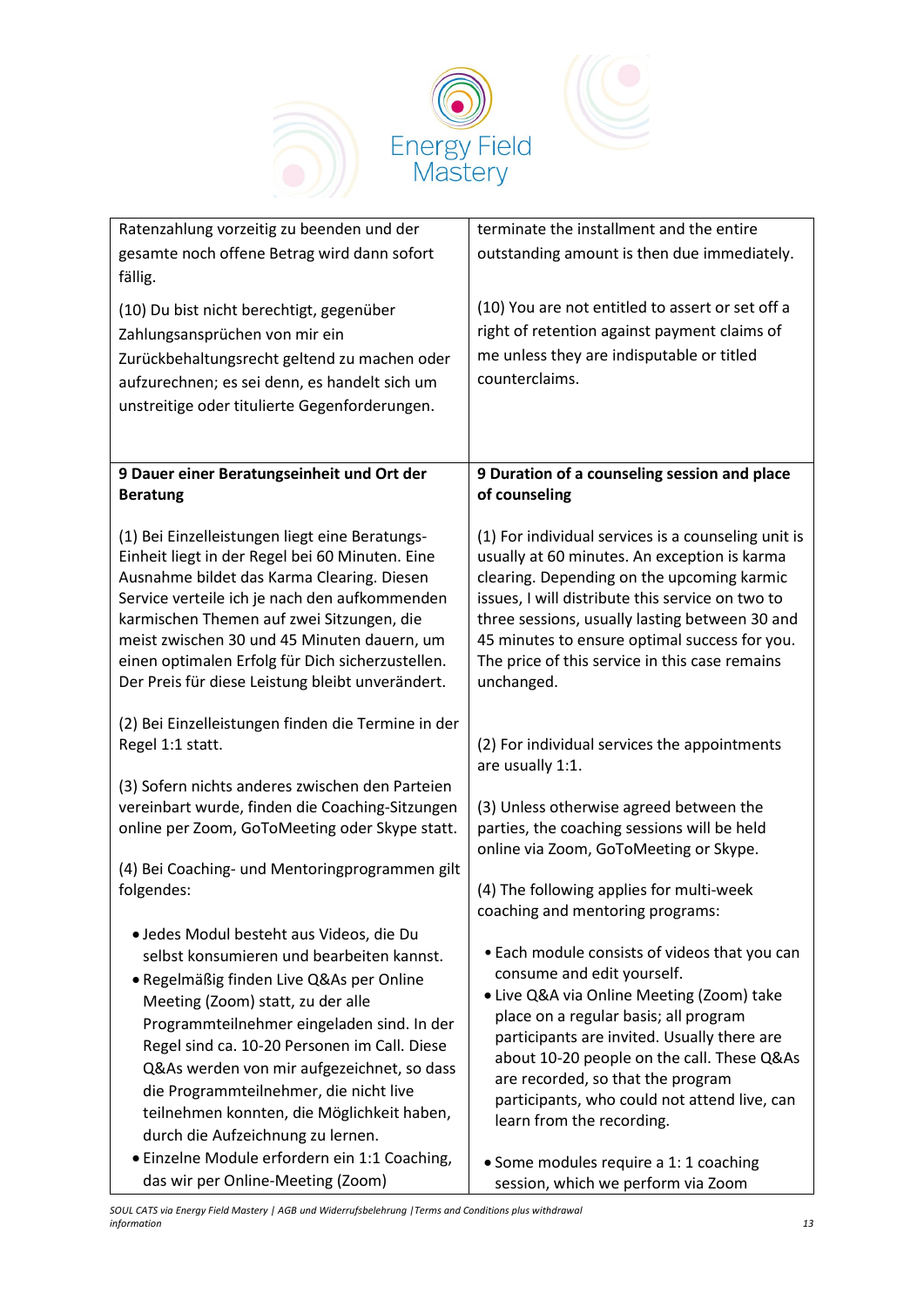| Ratenzahlung vorzeitig zu beenden und der gesamte noch offene Betrag wird dann sofort fällig.<br><br>(10) Du bist nicht berechtigt, gegenüber Zahlungsansprüchen von mir ein Zurückbehaltungsrecht geltend zu machen oder aufzurechnen; es sei denn, es handelt sich um unstreitige oder titulierte Gegenforderungen. | terminate the installment and the entire outstanding amount is then due immediately.<br><br>(10) You are not entitled to assert or set off a right of retention against payment claims of me unless they are indisputable or titled counterclaims. |
|---|---|
| **9 Dauer einer Beratungseinheit und Ort der Beratung**<br><br>(1) Bei Einzelleistungen liegt eine Beratungs-Einheit liegt in der Regel bei 60 Minuten. Eine Ausnahme bildet das Karma Clearing. Diesen Service verteile ich je nach den aufkommenden karmischen Themen auf zwei Sitzungen, die meist zwischen 30 und 45 Minuten dauern, um einen optimalen Erfolg für Dich sicherzustellen. Der Preis für diese Leistung bleibt unverändert.<br><br>(2) Bei Einzelleistungen finden die Termine in der Regel 1:1 statt.<br><br>(3) Sofern nichts anderes zwischen den Parteien vereinbart wurde, finden die Coaching-Sitzungen online per Zoom, GoToMeeting oder Skype statt.<br><br>(4) Bei Coaching- und Mentoringprogrammen gilt folgendes:<br><br>• Jedes Modul besteht aus Videos, die Du selbst konsumieren und bearbeiten kannst.<br>• Regelmäßig finden Live Q&As per Online Meeting (Zoom) statt, zu der alle Programmteilnehmer eingeladen sind. In der Regel sind ca. 10-20 Personen im Call. Diese Q&As werden von mir aufgezeichnet, so dass die Programmteilnehmer, die nicht live teilnehmen konnten, die Möglichkeit haben, durch die Aufzeichnung zu lernen.<br>• Einzelne Module erfordern ein 1:1 Coaching, das wir per Online-Meeting (Zoom) | **9 Duration of a counseling session and place of counseling**<br><br>(1) For individual services is a counseling unit is usually at 60 minutes. An exception is karma clearing. Depending on the upcoming karmic issues, I will distribute this service on two to three sessions, usually lasting between 30 and 45 minutes to ensure optimal success for you. The price of this service in this case remains unchanged.<br><br>(2) For individual services the appointments are usually 1:1.<br><br>(3) Unless otherwise agreed between the parties, the coaching sessions will be held online via Zoom, GoToMeeting or Skype.<br><br>(4) The following applies for multi-week coaching and mentoring programs:<br><br>• Each module consists of videos that you can consume and edit yourself.<br>• Live Q&A via Online Meeting (Zoom) take place on a regular basis; all program participants are invited. Usually there are about 10-20 people on the call. These Q&As are recorded, so that the program participants, who could not attend live, can learn from the recording.<br>• Some modules require a 1: 1 coaching session, which we perform via Zoom |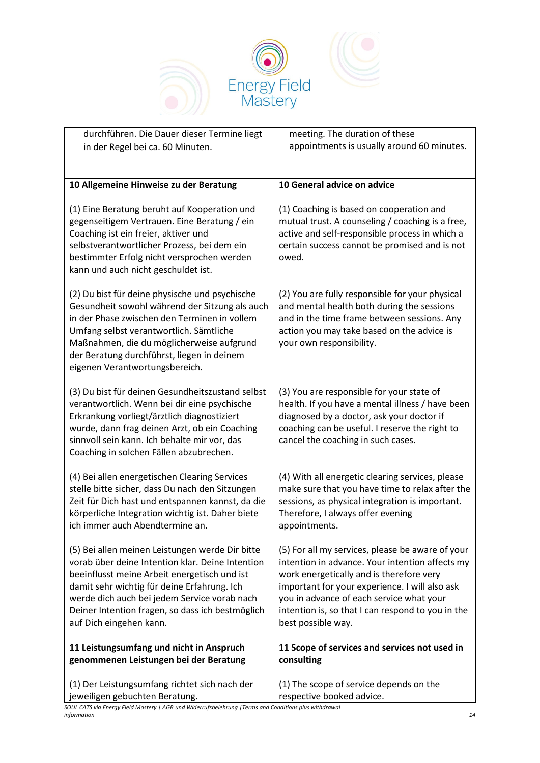| | |
|---|---|
| durchführen. Die Dauer dieser Termine liegt in der Regel bei ca. 60 Minuten. | meeting. The duration of these appointments is usually around 60 minutes. |
| **10 Allgemeine Hinweise zu der Beratung**<br><br>(1) Eine Beratung beruht auf Kooperation und gegenseitigem Vertrauen. Eine Beratung / ein Coaching ist ein freier, aktiver und selbstverantwortlicher Prozess, bei dem ein bestimmter Erfolg nicht versprochen werden kann und auch nicht geschuldet ist.<br><br>(2) Du bist für deine physische und psychische Gesundheit sowohl während der Sitzung als auch in der Phase zwischen den Terminen in vollem Umfang selbst verantwortlich. Sämtliche Maßnahmen, die du möglicherweise aufgrund der Beratung durchführst, liegen in deinem eigenen Verantwortungsbereich.<br><br>(3) Du bist für deinen Gesundheitszustand selbst verantwortlich. Wenn bei dir eine psychische Erkrankung vorliegt/ärztlich diagnostiziert wurde, dann frag deinen Arzt, ob ein Coaching sinnvoll sein kann. Ich behalte mir vor, das Coaching in solchen Fällen abzubrechen.<br><br>(4) Bei allen energetischen Clearing Services stelle bitte sicher, dass Du nach den Sitzungen Zeit für Dich hast und entspannen kannst, da die körperliche Integration wichtig ist. Daher biete ich immer auch Abendtermine an.<br><br>(5) Bei allen meinen Leistungen werde Dir bitte vorab über deine Intention klar. Deine Intention beeinflusst meine Arbeit energetisch und ist damit sehr wichtig für deine Erfahrung. Ich werde dich auch bei jedem Service vorab nach Deiner Intention fragen, so dass ich bestmöglich auf Dich eingehen kann. | **10 General advice on advice**<br><br>(1) Coaching is based on cooperation and mutual trust. A counseling / coaching is a free, active and self-responsible process in which a certain success cannot be promised and is not owed.<br><br>(2) You are fully responsible for your physical and mental health both during the sessions and in the time frame between sessions. Any action you may take based on the advice is your own responsibility.<br><br>(3) You are responsible for your state of health. If you have a mental illness / have been diagnosed by a doctor, ask your doctor if coaching can be useful. I reserve the right to cancel the coaching in such cases.<br><br>(4) With all energetic clearing services, please make sure that you have time to relax after the sessions, as physical integration is important. Therefore, I always offer evening appointments.<br><br>(5) For all my services, please be aware of your intention in advance. Your intention affects my work energetically and is therefore very important for your experience. I will also ask you in advance of each service what your intention is, so that I can respond to you in the best possible way. |
| **11 Leistungsumfang und nicht in Anspruch genommenen Leistungen bei der Beratung**<br><br>(1) Der Leistungsumfang richtet sich nach der jeweiligen gebuchten Beratung. | **11 Scope of services and services not used in consulting**<br><br>(1) The scope of service depends on the respective booked advice. |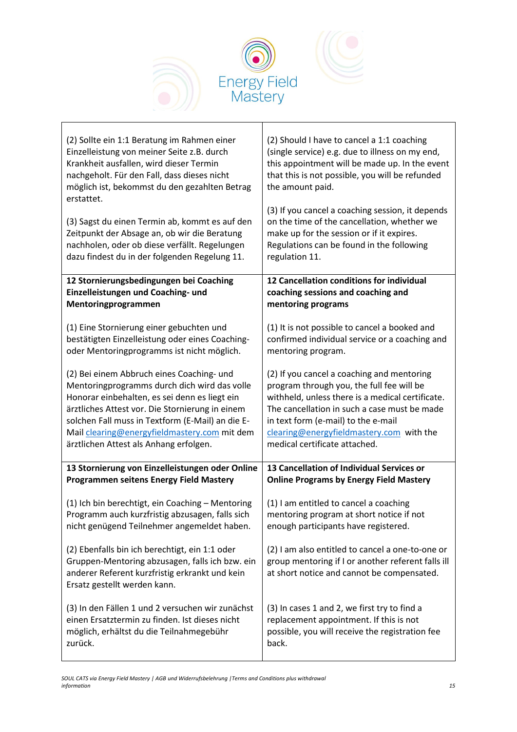| (2) Sollte ein 1:1 Beratung im Rahmen einer Einzelleistung von meiner Seite z.B. durch Krankheit ausfallen, wird dieser Termin nachgeholt. Für den Fall, dass dieses nicht möglich ist, bekommst du den gezahlten Betrag erstattet.<br><br>(3) Sagst du einen Termin ab, kommt es auf den Zeitpunkt der Absage an, ob wir die Beratung nachholen, oder ob diese verfällt. Regelungen dazu findest du in der folgenden Regelung 11. | (2) Should I have to cancel a 1:1 coaching (single service) e.g. due to illness on my end, this appointment will be made up. In the event that this is not possible, you will be refunded the amount paid.<br><br>(3) If you cancel a coaching session, it depends on the time of the cancellation, whether we make up for the session or if it expires. Regulations can be found in the following regulation 11. |
|---|---|
| **12 Stornierungsbedingungen bei Coaching Einzelleistungen und Coaching- und Mentoringprogrammen**<br><br>(1) Eine Stornierung einer gebuchten und bestätigten Einzelleistung oder eines Coaching- oder Mentoringprogramms ist nicht möglich.<br><br>(2) Bei einem Abbruch eines Coaching- und Mentoringprogramms durch dich wird das volle Honorar einbehalten, es sei denn es liegt ein ärztliches Attest vor. Die Stornierung in einem solchen Fall muss in Textform (E-Mail) an die E-Mail clearing@energyfieldmastery.com mit dem ärztlichen Attest als Anhang erfolgen. | **12 Cancellation conditions for individual coaching sessions and coaching and mentoring programs**<br><br>(1) It is not possible to cancel a booked and confirmed individual service or a coaching and mentoring program.<br><br>(2) If you cancel a coaching and mentoring program through you, the full fee will be withheld, unless there is a medical certificate. The cancellation in such a case must be made in text form (e-mail) to the e-mail clearing@energyfieldmastery.com with the medical certificate attached. |
| **13 Stornierung von Einzelleistungen oder Online Programmen seitens Energy Field Mastery**<br><br>(1) Ich bin berechtigt, ein Coaching – Mentoring Programm auch kurzfristig abzusagen, falls sich nicht genügend Teilnehmer angemeldet haben.<br><br>(2) Ebenfalls bin ich berechtigt, ein 1:1 oder Gruppen-Mentoring abzusagen, falls ich bzw. ein anderer Referent kurzfristig erkrankt und kein Ersatz gestellt werden kann.<br><br>(3) In den Fällen 1 und 2 versuchen wir zunächst einen Ersatztermin zu finden. Ist dieses nicht möglich, erhältst du die Teilnahmegebühr zurück. | **13 Cancellation of Individual Services or Online Programs by Energy Field Mastery**<br><br>(1) I am entitled to cancel a coaching mentoring program at short notice if not enough participants have registered.<br><br>(2) I am also entitled to cancel a one-to-one or group mentoring if I or another referent falls ill at short notice and cannot be compensated.<br><br>(3) In cases 1 and 2, we first try to find a replacement appointment. If this is not possible, you will receive the registration fee back. |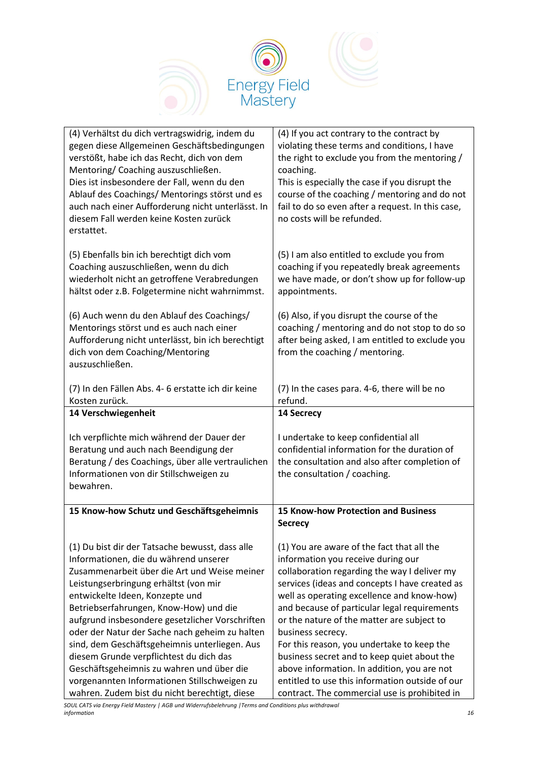| | |
|---|---|
| (4) Verhältst du dich vertragswidrig, indem du gegen diese Allgemeinen Geschäftsbedingungen verstößt, habe ich das Recht, dich von dem Mentoring/ Coaching auszuschließen.<br>Dies ist insbesondere der Fall, wenn du den Ablauf des Coachings/ Mentorings störst und es auch nach einer Aufforderung nicht unterlässt. In diesem Fall werden keine Kosten zurück erstattet.<br><br>(5) Ebenfalls bin ich berechtigt dich vom Coaching auszuschließen, wenn du dich wiederholt nicht an getroffene Verabredungen hältst oder z.B. Folgetermine nicht wahrnimmst.<br><br>(6) Auch wenn du den Ablauf des Coachings/ Mentorings störst und es auch nach einer Aufforderung nicht unterlässt, bin ich berechtigt dich von dem Coaching/Mentoring auszuschließen.<br><br>(7) In den Fällen Abs. 4- 6 erstatte ich dir keine Kosten zurück. | (4) If you act contrary to the contract by violating these terms and conditions, I have the right to exclude you from the mentoring / coaching.<br>This is especially the case if you disrupt the course of the coaching / mentoring and do not fail to do so even after a request. In this case, no costs will be refunded.<br><br>(5) I am also entitled to exclude you from coaching if you repeatedly break agreements we have made, or don't show up for follow-up appointments.<br><br>(6) Also, if you disrupt the course of the coaching / mentoring and do not stop to do so after being asked, I am entitled to exclude you from the coaching / mentoring.<br><br>(7) In the cases para. 4-6, there will be no refund. |
| **14 Verschwiegenheit**<br><br>Ich verpflichte mich während der Dauer der Beratung und auch nach Beendigung der Beratung / des Coachings, über alle vertraulichen Informationen von dir Stillschweigen zu bewahren. | **14 Secrecy**<br><br>I undertake to keep confidential all confidential information for the duration of the consultation and also after completion of the consultation / coaching. |
| **15 Know-how Schutz und Geschäftsgeheimnis**<br><br>(1) Du bist dir der Tatsache bewusst, dass alle Informationen, die du während unserer Zusammenarbeit über die Art und Weise meiner Leistungserbringung erhältst (von mir entwickelte Ideen, Konzepte und Betriebserfahrungen, Know-How) und die aufgrund insbesondere gesetzlicher Vorschriften oder der Natur der Sache nach geheim zu halten sind, dem Geschäftsgeheimnis unterliegen. Aus diesem Grunde verpflichtest du dich das Geschäftsgeheimnis zu wahren und über die vorgenannten Informationen Stillschweigen zu wahren. Zudem bist du nicht berechtigt, diese | **15 Know-how Protection and Business Secrecy**<br><br>(1) You are aware of the fact that all the information you receive during our collaboration regarding the way I deliver my services (ideas and concepts I have created as well as operating excellence and know-how) and because of particular legal requirements or the nature of the matter are subject to business secrecy.<br>For this reason, you undertake to keep the business secret and to keep quiet about the above information. In addition, you are not entitled to use this information outside of our contract. The commercial use is prohibited in |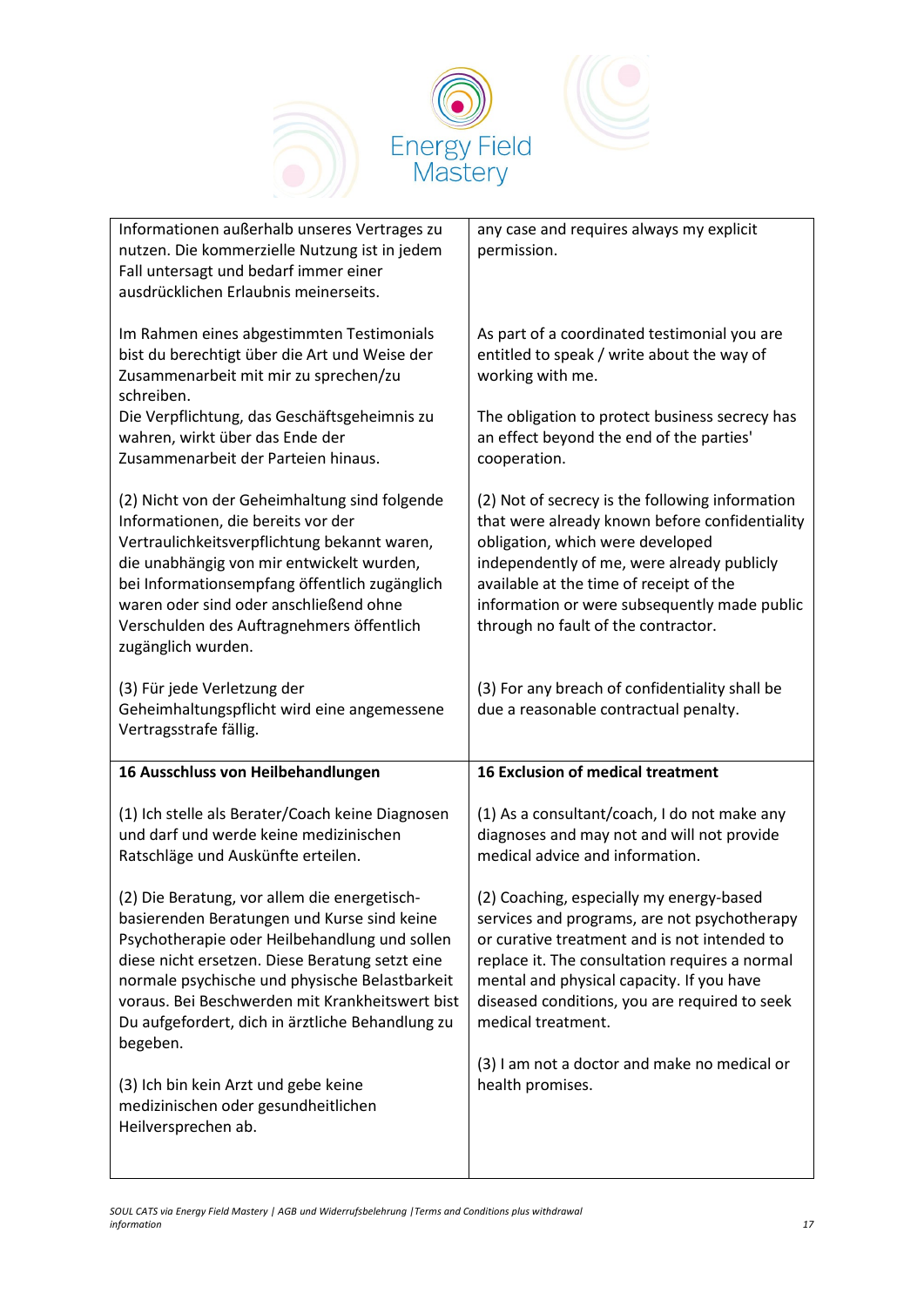| | |
|---|---|
| Informationen außerhalb unseres Vertrages zu nutzen. Die kommerzielle Nutzung ist in jedem Fall untersagt und bedarf immer einer ausdrücklichen Erlaubnis meinerseits.<br><br>Im Rahmen eines abgestimmten Testimonials bist du berechtigt über die Art und Weise der Zusammenarbeit mit mir zu sprechen/zu schreiben.<br>Die Verpflichtung, das Geschäftsgeheimnis zu wahren, wirkt über das Ende der Zusammenarbeit der Parteien hinaus.<br><br>(2) Nicht von der Geheimhaltung sind folgende Informationen, die bereits vor der Vertraulichkeitsverpflichtung bekannt waren, die unabhängig von mir entwickelt wurden, bei Informationsempfang öffentlich zugänglich waren oder sind oder anschließend ohne Verschulden des Auftragnehmers öffentlich zugänglich wurden.<br><br>(3) Für jede Verletzung der Geheimhaltungspflicht wird eine angemessene Vertragsstrafe fällig. | any case and requires always my explicit permission.<br><br>As part of a coordinated testimonial you are entitled to speak / write about the way of working with me.<br><br>The obligation to protect business secrecy has an effect beyond the end of the parties' cooperation.<br><br>(2) Not of secrecy is the following information that were already known before confidentiality obligation, which were developed independently of me, were already publicly available at the time of receipt of the information or were subsequently made public through no fault of the contractor.<br><br>(3) For any breach of confidentiality shall be due a reasonable contractual penalty. |
| **16 Ausschluss von Heilbehandlungen**<br><br>(1) Ich stelle als Berater/Coach keine Diagnosen und darf und werde keine medizinischen Ratschläge und Auskünfte erteilen.<br><br>(2) Die Beratung, vor allem die energetisch-basierenden Beratungen und Kurse sind keine Psychotherapie oder Heilbehandlung und sollen diese nicht ersetzen. Diese Beratung setzt eine normale psychische und physische Belastbarkeit voraus. Bei Beschwerden mit Krankheitswert bist Du aufgefordert, dich in ärztliche Behandlung zu begeben.<br><br>(3) Ich bin kein Arzt und gebe keine medizinischen oder gesundheitlichen Heilversprechen ab. | **16 Exclusion of medical treatment**<br><br>(1) As a consultant/coach, I do not make any diagnoses and may not and will not provide medical advice and information.<br><br>(2) Coaching, especially my energy-based services and programs, are not psychotherapy or curative treatment and is not intended to replace it. The consultation requires a normal mental and physical capacity. If you have diseased conditions, you are required to seek medical treatment.<br><br>(3) I am not a doctor and make no medical or health promises. |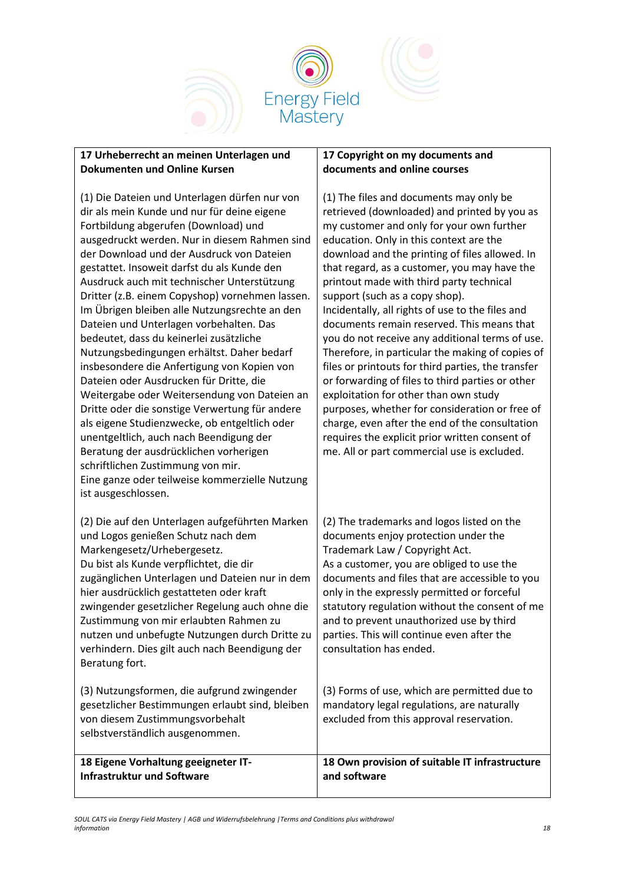Energy Field Mastery

| 17 Urheberrecht an meinen Unterlagen und Dokumenten und Online Kursen | 17 Copyright on my documents and documents and online courses |
|---|---|
| (1) Die Dateien und Unterlagen dürfen nur von dir als mein Kunde und nur für deine eigene Fortbildung abgerufen (Download) und ausgedruckt werden. Nur in diesem Rahmen sind der Download und der Ausdruck von Dateien gestattet. Insoweit darfst du als Kunde den Ausdruck auch mit technischer Unterstützung Dritter (z.B. einem Copyshop) vornehmen lassen. Im Übrigen bleiben alle Nutzungsrechte an den Dateien und Unterlagen vorbehalten. Das bedeutet, dass du keinerlei zusätzliche Nutzungsbedingungen erhältst. Daher bedarf insbesondere die Anfertigung von Kopien von Dateien oder Ausdrucken für Dritte, die Weitergabe oder Weitersendung von Dateien an Dritte oder die sonstige Verwertung für andere als eigene Studienzwecke, ob entgeltlich oder unentgeltlich, auch nach Beendigung der Beratung der ausdrücklichen vorherigen schriftlichen Zustimmung von mir. Eine ganze oder teilweise kommerzielle Nutzung ist ausgeschlossen. | (1) The files and documents may only be retrieved (downloaded) and printed by you as my customer and only for your own further education. Only in this context are the download and the printing of files allowed. In that regard, as a customer, you may have the printout made with third party technical support (such as a copy shop). Incidentally, all rights of use to the files and documents remain reserved. This means that you do not receive any additional terms of use. Therefore, in particular the making of copies of files or printouts for third parties, the transfer or forwarding of files to third parties or other exploitation for other than own study purposes, whether for consideration or free of charge, even after the end of the consultation requires the explicit prior written consent of me. All or part commercial use is excluded. |
| (2) Die auf den Unterlagen aufgeführten Marken und Logos genießen Schutz nach dem Markengesetz/Urhebergesetz. Du bist als Kunde verpflichtet, die dir zugänglichen Unterlagen und Dateien nur in dem hier ausdrücklich gestatteten oder kraft zwingender gesetzlicher Regelung auch ohne die Zustimmung von mir erlaubten Rahmen zu nutzen und unbefugte Nutzungen durch Dritte zu verhindern. Dies gilt auch nach Beendigung der Beratung fort. | (2) The trademarks and logos listed on the documents enjoy protection under the Trademark Law / Copyright Act. As a customer, you are obliged to use the documents and files that are accessible to you only in the expressly permitted or forceful statutory regulation without the consent of me and to prevent unauthorized use by third parties. This will continue even after the consultation has ended. |
| (3) Nutzungsformen, die aufgrund zwingender gesetzlicher Bestimmungen erlaubt sind, bleiben von diesem Zustimmungsvorbehalt selbstverständlich ausgenommen. | (3) Forms of use, which are permitted due to mandatory legal regulations, are naturally excluded from this approval reservation. |
| **18 Eigene Vorhaltung geeigneter IT-Infrastruktur und Software** | **18 Own provision of suitable IT infrastructure and software** |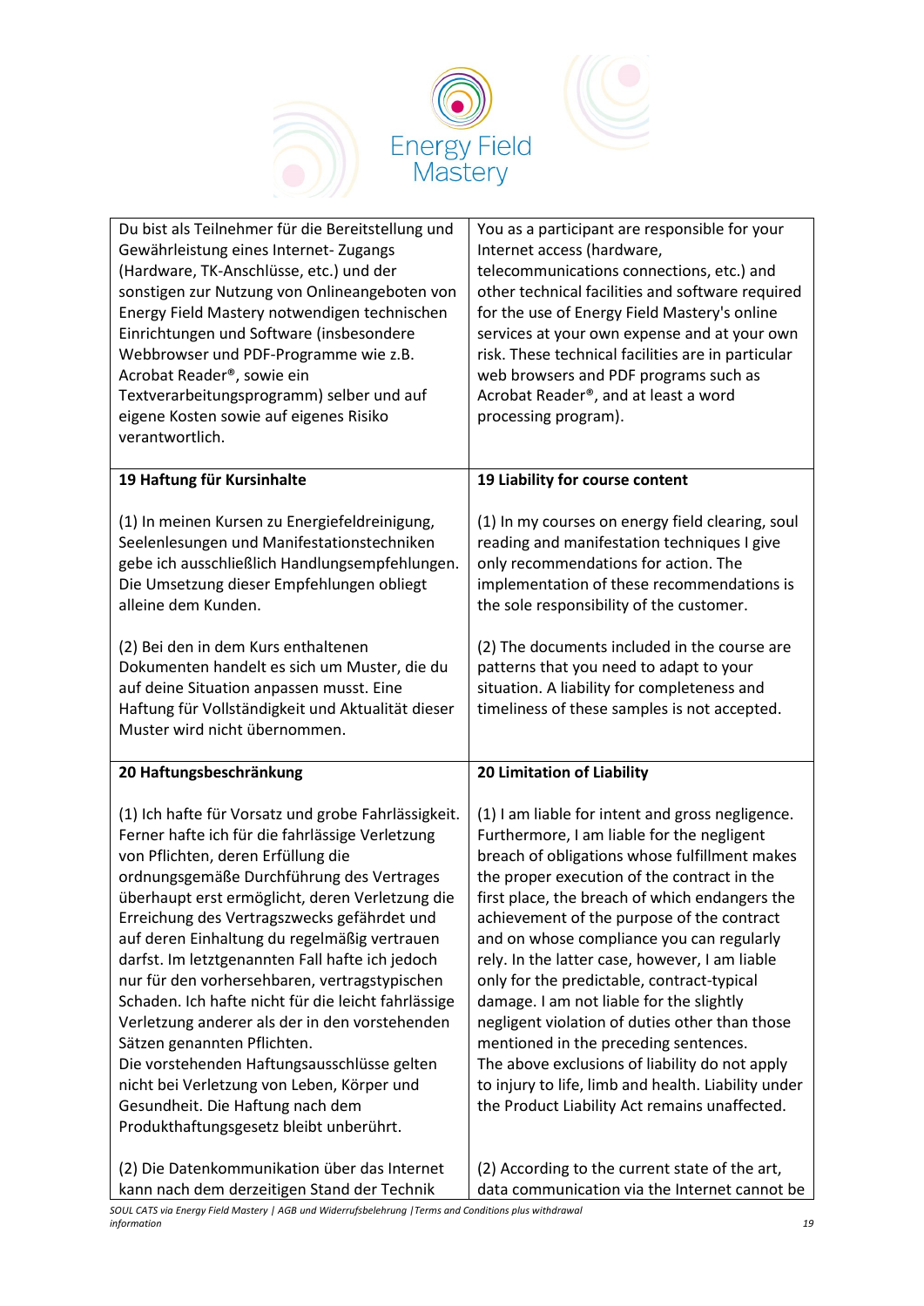| Du bist als Teilnehmer für die Bereitstellung und Gewährleistung eines Internet- Zugangs (Hardware, TK-Anschlüsse, etc.) und der sonstigen zur Nutzung von Onlineangeboten von Energy Field Mastery notwendigen technischen Einrichtungen und Software (insbesondere Webbrowser und PDF-Programme wie z.B. Acrobat Reader®, sowie ein Textverarbeitungsprogramm) selber und auf eigene Kosten sowie auf eigenes Risiko verantwortlich. | You as a participant are responsible for your Internet access (hardware, telecommunications connections, etc.) and other technical facilities and software required for the use of Energy Field Mastery's online services at your own expense and at your own risk. These technical facilities are in particular web browsers and PDF programs such as Acrobat Reader®, and at least a word processing program). |
|---|---|
| **19 Haftung für Kursinhalte**<br><br>(1) In meinen Kursen zu Energiefeldreinigung, Seelenlesungen und Manifestationstechniken gebe ich ausschließlich Handlungsempfehlungen. Die Umsetzung dieser Empfehlungen obliegt alleine dem Kunden.<br><br>(2) Bei den in dem Kurs enthaltenen Dokumenten handelt es sich um Muster, die du auf deine Situation anpassen musst. Eine Haftung für Vollständigkeit und Aktualität dieser Muster wird nicht übernommen. | **19 Liability for course content**<br><br>(1) In my courses on energy field clearing, soul reading and manifestation techniques I give only recommendations for action. The implementation of these recommendations is the sole responsibility of the customer.<br><br>(2) The documents included in the course are patterns that you need to adapt to your situation. A liability for completeness and timeliness of these samples is not accepted. |
| **20 Haftungsbeschränkung**<br><br>(1) Ich hafte für Vorsatz und grobe Fahrlässigkeit. Ferner hafte ich für die fahrlässige Verletzung von Pflichten, deren Erfüllung die ordnungsgemäße Durchführung des Vertrages überhaupt erst ermöglicht, deren Verletzung die Erreichung des Vertragszwecks gefährdet und auf deren Einhaltung du regelmäßig vertrauen darfst. Im letztgenannten Fall hafte ich jedoch nur für den vorhersehbaren, vertragstypischen Schaden. Ich hafte nicht für die leicht fahrlässige Verletzung anderer als der in den vorstehenden Sätzen genannten Pflichten.<br>Die vorstehenden Haftungsausschlüsse gelten nicht bei Verletzung von Leben, Körper und Gesundheit. Die Haftung nach dem Produkthaftungsgesetz bleibt unberührt.<br><br>(2) Die Datenkommunikation über das Internet kann nach dem derzeitigen Stand der Technik | **20 Limitation of Liability**<br><br>(1) I am liable for intent and gross negligence. Furthermore, I am liable for the negligent breach of obligations whose fulfillment makes the proper execution of the contract in the first place, the breach of which endangers the achievement of the purpose of the contract and on whose compliance you can regularly rely. In the latter case, however, I am liable only for the predictable, contract-typical damage. I am not liable for the slightly negligent violation of duties other than those mentioned in the preceding sentences.<br>The above exclusions of liability do not apply to injury to life, limb and health. Liability under the Product Liability Act remains unaffected.<br><br>(2) According to the current state of the art, data communication via the Internet cannot be |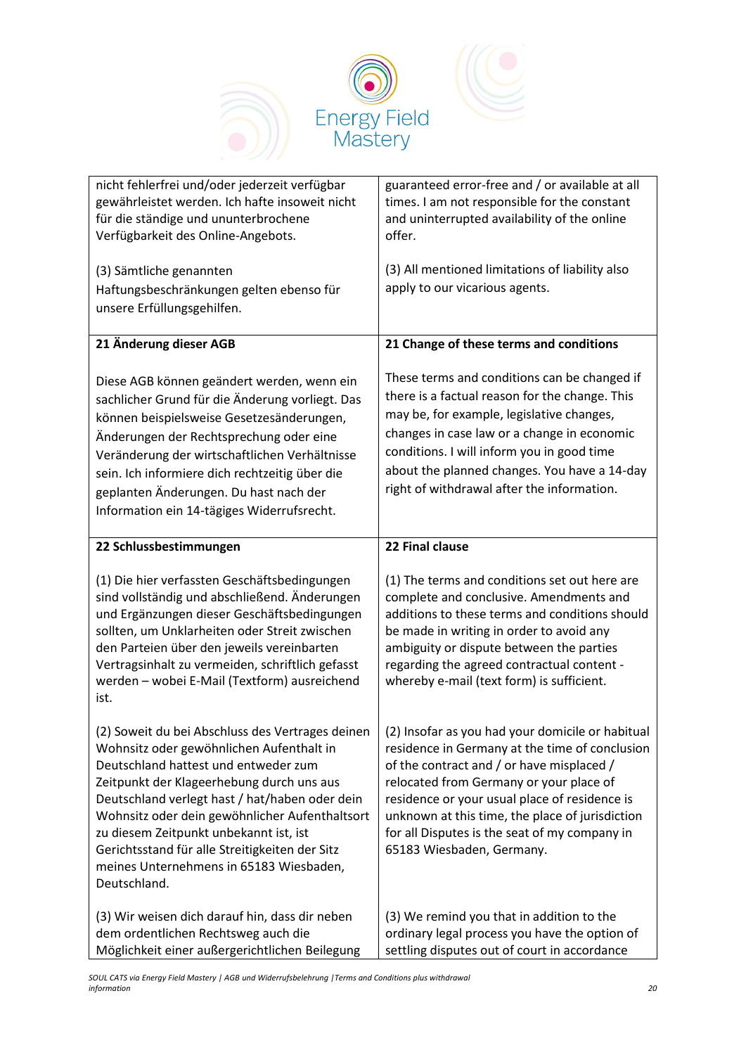| | |
|---|---|
| nicht fehlerfrei und/oder jederzeit verfügbar gewährleistet werden. Ich hafte insoweit nicht für die ständige und ununterbrochene Verfügbarkeit des Online-Angebots.<br><br>(3) Sämtliche genannten Haftungsbeschränkungen gelten ebenso für unsere Erfüllungsgehilfen. | guaranteed error-free and / or available at all times. I am not responsible for the constant and uninterrupted availability of the online offer.<br><br>(3) All mentioned limitations of liability also apply to our vicarious agents. |
| **21 Änderung dieser AGB**<br><br>Diese AGB können geändert werden, wenn ein sachlicher Grund für die Änderung vorliegt. Das können beispielsweise Gesetzesänderungen, Änderungen der Rechtsprechung oder eine Veränderung der wirtschaftlichen Verhältnisse sein. Ich informiere dich rechtzeitig über die geplanten Änderungen. Du hast nach der Information ein 14-tägiges Widerrufsrecht. | **21 Change of these terms and conditions**<br><br>These terms and conditions can be changed if there is a factual reason for the change. This may be, for example, legislative changes, changes in case law or a change in economic conditions. I will inform you in good time about the planned changes. You have a 14-day right of withdrawal after the information. |
| **22 Schlussbestimmungen**<br><br>(1) Die hier verfassten Geschäftsbedingungen sind vollständig und abschließend. Änderungen und Ergänzungen dieser Geschäftsbedingungen sollten, um Unklarheiten oder Streit zwischen den Parteien über den jeweils vereinbarten Vertragsinhalt zu vermeiden, schriftlich gefasst werden – wobei E-Mail (Textform) ausreichend ist.<br><br>(2) Soweit du bei Abschluss des Vertrages deinen Wohnsitz oder gewöhnlichen Aufenthalt in Deutschland hattest und entweder zum Zeitpunkt der Klageerhebung durch uns aus Deutschland verlegt hast / hat/haben oder dein Wohnsitz oder dein gewöhnlicher Aufenthaltsort zu diesem Zeitpunkt unbekannt ist, ist Gerichtsstand für alle Streitigkeiten der Sitz meines Unternehmens in 65183 Wiesbaden, Deutschland.<br><br>(3) Wir weisen dich darauf hin, dass dir neben dem ordentlichen Rechtsweg auch die Möglichkeit einer außergerichtlichen Beilegung | **22 Final clause**<br><br>(1) The terms and conditions set out here are complete and conclusive. Amendments and additions to these terms and conditions should be made in writing in order to avoid any ambiguity or dispute between the parties regarding the agreed contractual content - whereby e-mail (text form) is sufficient.<br><br>(2) Insofar as you had your domicile or habitual residence in Germany at the time of conclusion of the contract and / or have misplaced / relocated from Germany or your place of residence or your usual place of residence is unknown at this time, the place of jurisdiction for all Disputes is the seat of my company in 65183 Wiesbaden, Germany.<br><br>(3) We remind you that in addition to the ordinary legal process you have the option of settling disputes out of court in accordance |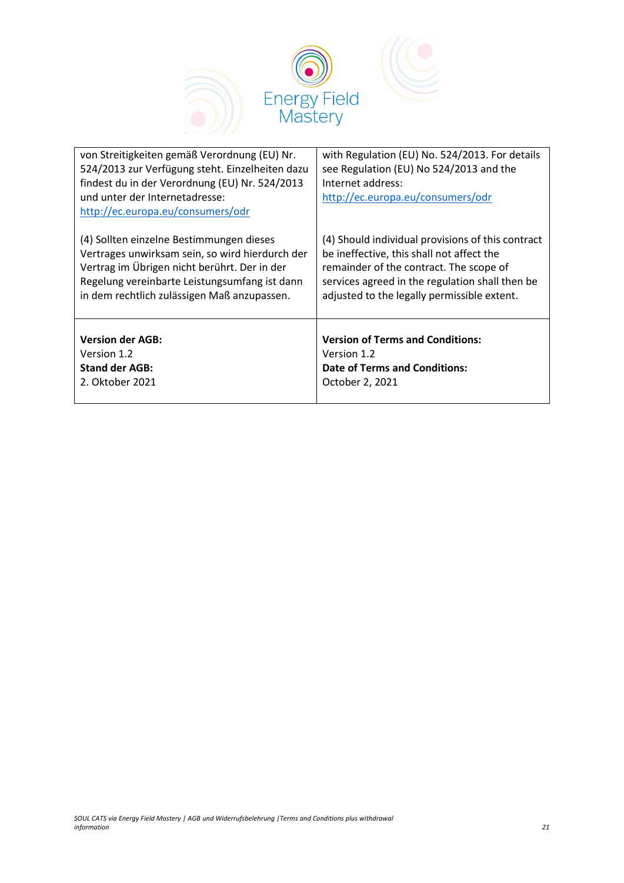| von Streitigkeiten gemäß Verordnung (EU) Nr. 524/2013 zur Verfügung steht. Einzelheiten dazu findest du in der Verordnung (EU) Nr. 524/2013 und unter der Internetadresse: http://ec.europa.eu/consumers/odr<br><br>(4) Sollten einzelne Bestimmungen dieses Vertrages unwirksam sein, so wird hierdurch der Vertrag im Übrigen nicht berührt. Der in der Regelung vereinbarte Leistungsumfang ist dann in dem rechtlich zulässigen Maß anzupassen. | with Regulation (EU) No. 524/2013. For details see Regulation (EU) No 524/2013 and the Internet address: http://ec.europa.eu/consumers/odr<br><br>(4) Should individual provisions of this contract be ineffective, this shall not affect the remainder of the contract. The scope of services agreed in the regulation shall then be adjusted to the legally permissible extent. |
|---|---|
| **Version der AGB:**<br>Version 1.2<br>**Stand der AGB:**<br>2. Oktober 2021 | **Version of Terms and Conditions:**<br>Version 1.2<br>**Date of Terms and Conditions:**<br>October 2, 2021 |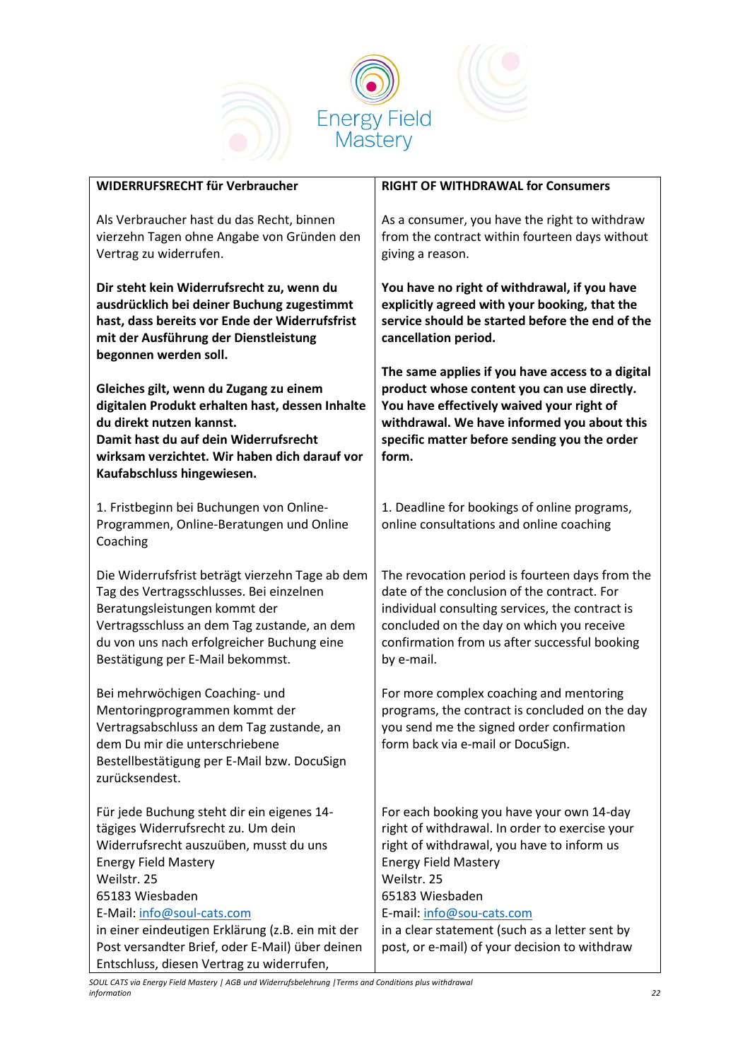Energy Field Mastery

| WIDERRUFSRECHT für Verbraucher | RIGHT OF WITHDRAWAL for Consumers |
|---|---|
| Als Verbraucher hast du das Recht, binnen vierzehn Tagen ohne Angabe von Gründen den Vertrag zu widerrufen. | As a consumer, you have the right to withdraw from the contract within fourteen days without giving a reason. |
| **Dir steht kein Widerrufsrecht zu, wenn du ausdrücklich bei deiner Buchung zugestimmt hast, dass bereits vor Ende der Widerrufsfrist mit der Ausführung der Dienstleistung begonnen werden soll.** | **You have no right of withdrawal, if you have explicitly agreed with your booking, that the service should be started before the end of the cancellation period.** |
| **Gleiches gilt, wenn du Zugang zu einem digitalen Produkt erhalten hast, dessen Inhalte du direkt nutzen kannst. Damit hast du auf dein Widerrufsrecht wirksam verzichtet. Wir haben dich darauf vor Kaufabschluss hingewiesen.** | **The same applies if you have access to a digital product whose content you can use directly. You have effectively waived your right of withdrawal. We have informed you about this specific matter before sending you the order form.** |
| 1. Fristbeginn bei Buchungen von Online-Programmen, Online-Beratungen und Online Coaching | 1. Deadline for bookings of online programs, online consultations and online coaching |
| Die Widerrufsfrist beträgt vierzehn Tage ab dem Tag des Vertragsschlusses. Bei einzelnen Beratungsleistungen kommt der Vertragsschluss an dem Tag zustande, an dem du von uns nach erfolgreicher Buchung eine Bestätigung per E-Mail bekommst. | The revocation period is fourteen days from the date of the conclusion of the contract. For individual consulting services, the contract is concluded on the day on which you receive confirmation from us after successful booking by e-mail. |
| Bei mehrwöchigen Coaching- und Mentoringprogrammen kommt der Vertragsabschluss an dem Tag zustande, an dem Du mir die unterschriebene Bestellbestätigung per E-Mail bzw. DocuSign zurücksendest. | For more complex coaching and mentoring programs, the contract is concluded on the day you send me the signed order confirmation form back via e-mail or DocuSign. |
| Für jede Buchung steht dir ein eigenes 14-tägiges Widerrufsrecht zu. Um dein Widerrufsrecht auszuüben, musst du uns<br>Energy Field Mastery<br>Weilstr. 25<br>65183 Wiesbaden<br>E-Mail: info@soul-cats.com<br>in einer eindeutigen Erklärung (z.B. ein mit der Post versandter Brief, oder E-Mail) über deinen Entschluss, diesen Vertrag zu widerrufen, | For each booking you have your own 14-day right of withdrawal. In order to exercise your right of withdrawal, you have to inform us<br>Energy Field Mastery<br>Weilstr. 25<br>65183 Wiesbaden<br>E-mail: info@sou-cats.com<br>in a clear statement (such as a letter sent by post, or e-mail) of your decision to withdraw |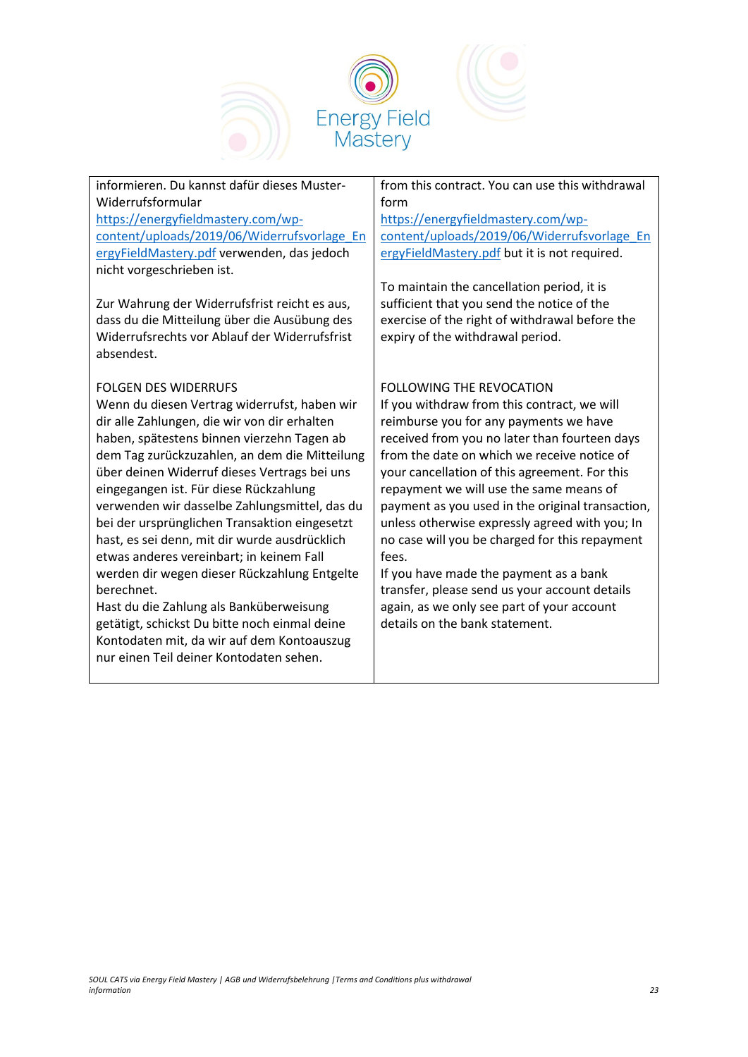| | |
|---|---|
| informieren. Du kannst dafür dieses Muster-Widerrufsformular [https://energyfieldmastery.com/wp-content/uploads/2019/06/Widerrufsvorlage_EnergyFieldMastery.pdf](https://energyfieldmastery.com/wp-content/uploads/2019/06/Widerrufsvorlage_EnergyFieldMastery.pdf) verwenden, das jedoch nicht vorgeschrieben ist. | from this contract. You can use this withdrawal form [https://energyfieldmastery.com/wp-content/uploads/2019/06/Widerrufsvorlage_EnergyFieldMastery.pdf](https://energyfieldmastery.com/wp-content/uploads/2019/06/Widerrufsvorlage_EnergyFieldMastery.pdf) but it is not required. |
| Zur Wahrung der Widerrufsfrist reicht es aus, dass du die Mitteilung über die Ausübung des Widerrufsrechts vor Ablauf der Widerrufsfrist absendest. | To maintain the cancellation period, it is sufficient that you send the notice of the exercise of the right of withdrawal before the expiry of the withdrawal period. |
| FOLGEN DES WIDERRUFS<br>Wenn du diesen Vertrag widerrufst, haben wir dir alle Zahlungen, die wir von dir erhalten haben, spätestens binnen vierzehn Tagen ab dem Tag zurückzuzahlen, an dem die Mitteilung über deinen Widerruf dieses Vertrags bei uns eingegangen ist. Für diese Rückzahlung verwenden wir dasselbe Zahlungsmittel, das du bei der ursprünglichen Transaktion eingesetzt hast, es sei denn, mit dir wurde ausdrücklich etwas anderes vereinbart; in keinem Fall werden dir wegen dieser Rückzahlung Entgelte berechnet.<br>Hast du die Zahlung als Banküberweisung getätigt, schickst Du bitte noch einmal deine Kontodaten mit, da wir auf dem Kontoauszug nur einen Teil deiner Kontodaten sehen. | FOLLOWING THE REVOCATION<br>If you withdraw from this contract, we will reimburse you for any payments we have received from you no later than fourteen days from the date on which we receive notice of your cancellation of this agreement. For this repayment we will use the same means of payment as you used in the original transaction, unless otherwise expressly agreed with you; In no case will you be charged for this repayment fees.<br>If you have made the payment as a bank transfer, please send us your account details again, as we only see part of your account details on the bank statement. |